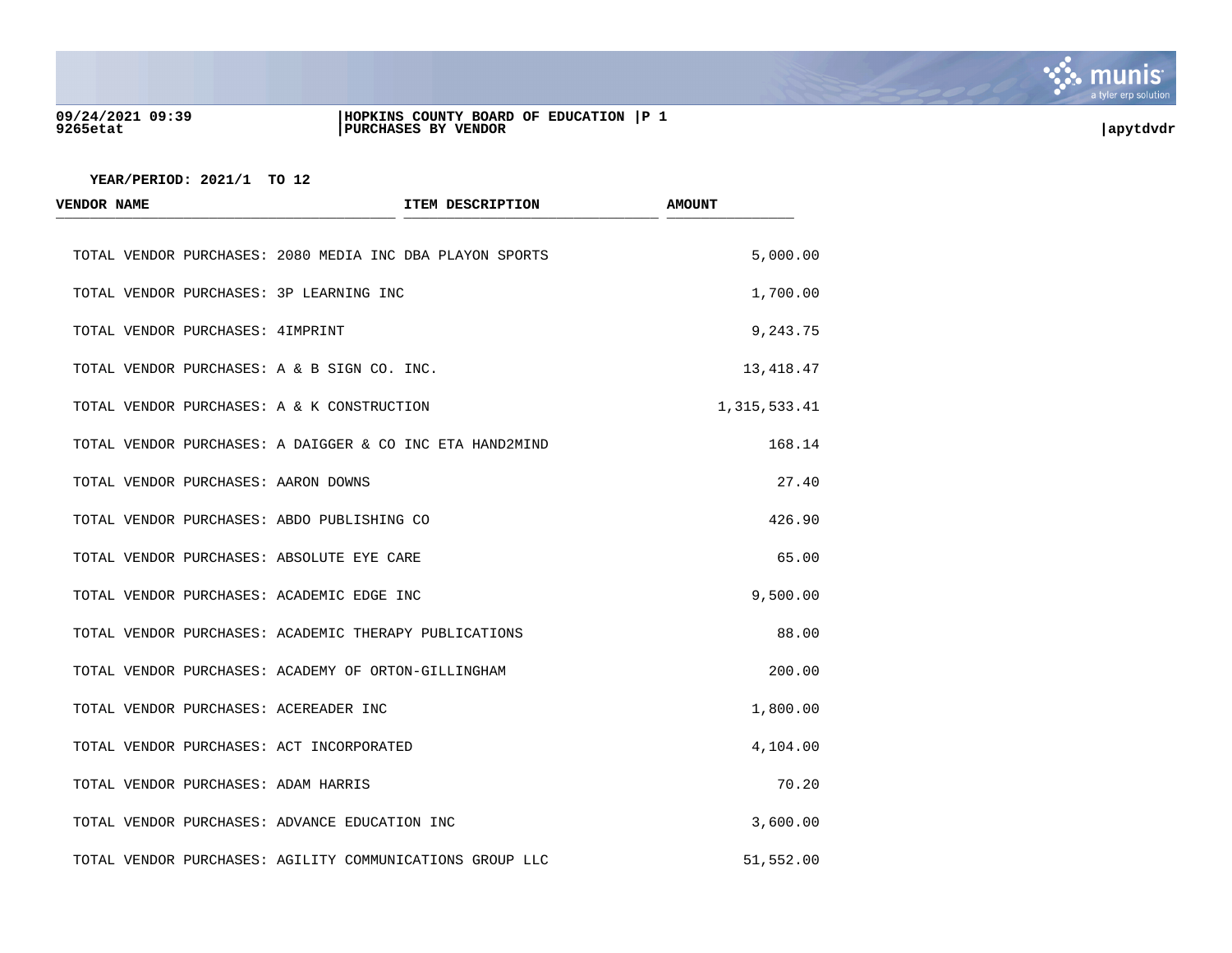# HOPKINS COUNTY BOARD OF EDUCATION

## PURCHASES BY VENDOR

09/24/2021 09:39
9265etat

YEAR/PERIOD: 2021/1 TO 12

| VENDOR NAME | ITEM DESCRIPTION | AMOUNT |
|---|---|---|
| TOTAL VENDOR PURCHASES: 2080 MEDIA INC DBA PLAYON SPORTS | | 5,000.00 |
| TOTAL VENDOR PURCHASES: 3P LEARNING INC | | 1,700.00 |
| TOTAL VENDOR PURCHASES: 4IMPRINT | | 9,243.75 |
| TOTAL VENDOR PURCHASES: A & B SIGN CO. INC. | | 13,418.47 |
| TOTAL VENDOR PURCHASES: A & K CONSTRUCTION | | 1,315,533.41 |
| TOTAL VENDOR PURCHASES: A DAIGGER & CO INC ETA HAND2MIND | | 168.14 |
| TOTAL VENDOR PURCHASES: AARON DOWNS | | 27.40 |
| TOTAL VENDOR PURCHASES: ABDO PUBLISHING CO | | 426.90 |
| TOTAL VENDOR PURCHASES: ABSOLUTE EYE CARE | | 65.00 |
| TOTAL VENDOR PURCHASES: ACADEMIC EDGE INC | | 9,500.00 |
| TOTAL VENDOR PURCHASES: ACADEMIC THERAPY PUBLICATIONS | | 88.00 |
| TOTAL VENDOR PURCHASES: ACADEMY OF ORTON-GILLINGHAM | | 200.00 |
| TOTAL VENDOR PURCHASES: ACEREADER INC | | 1,800.00 |
| TOTAL VENDOR PURCHASES: ACT INCORPORATED | | 4,104.00 |
| TOTAL VENDOR PURCHASES: ADAM HARRIS | | 70.20 |
| TOTAL VENDOR PURCHASES: ADVANCE EDUCATION INC | | 3,600.00 |
| TOTAL VENDOR PURCHASES: AGILITY COMMUNICATIONS GROUP LLC | | 51,552.00 |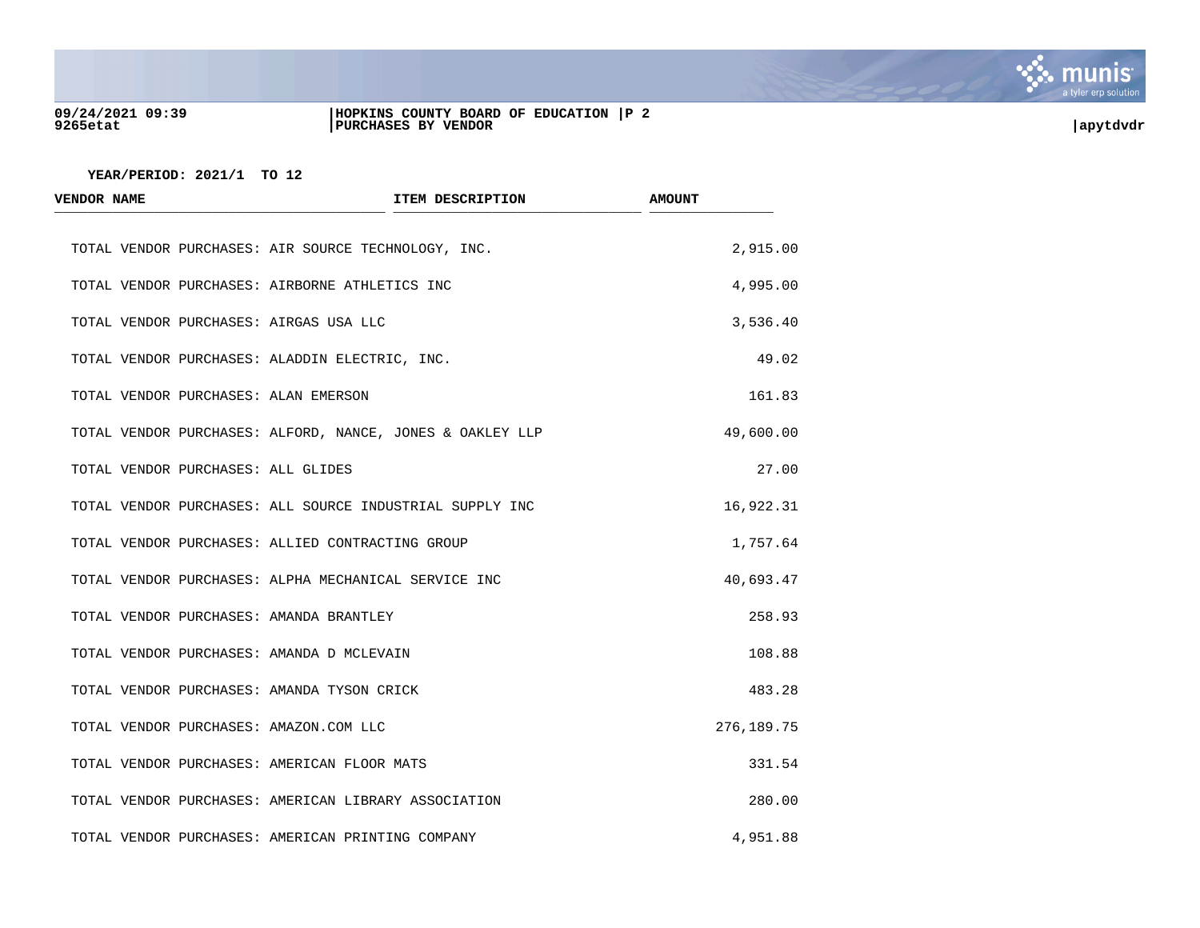YEAR/PERIOD: 2021/1 TO 12

| VENDOR NAME | ITEM DESCRIPTION | AMOUNT |
|---|---|---|
| TOTAL VENDOR PURCHASES: AIR SOURCE TECHNOLOGY, INC. | | 2,915.00 |
| TOTAL VENDOR PURCHASES: AIRBORNE ATHLETICS INC | | 4,995.00 |
| TOTAL VENDOR PURCHASES: AIRGAS USA LLC | | 3,536.40 |
| TOTAL VENDOR PURCHASES: ALADDIN ELECTRIC, INC. | | 49.02 |
| TOTAL VENDOR PURCHASES: ALAN EMERSON | | 161.83 |
| TOTAL VENDOR PURCHASES: ALFORD, NANCE, JONES & OAKLEY LLP | | 49,600.00 |
| TOTAL VENDOR PURCHASES: ALL GLIDES | | 27.00 |
| TOTAL VENDOR PURCHASES: ALL SOURCE INDUSTRIAL SUPPLY INC | | 16,922.31 |
| TOTAL VENDOR PURCHASES: ALLIED CONTRACTING GROUP | | 1,757.64 |
| TOTAL VENDOR PURCHASES: ALPHA MECHANICAL SERVICE INC | | 40,693.47 |
| TOTAL VENDOR PURCHASES: AMANDA BRANTLEY | | 258.93 |
| TOTAL VENDOR PURCHASES: AMANDA D MCLEVAIN | | 108.88 |
| TOTAL VENDOR PURCHASES: AMANDA TYSON CRICK | | 483.28 |
| TOTAL VENDOR PURCHASES: AMAZON.COM LLC | | 276,189.75 |
| TOTAL VENDOR PURCHASES: AMERICAN FLOOR MATS | | 331.54 |
| TOTAL VENDOR PURCHASES: AMERICAN LIBRARY ASSOCIATION | | 280.00 |
| TOTAL VENDOR PURCHASES: AMERICAN PRINTING COMPANY | | 4,951.88 |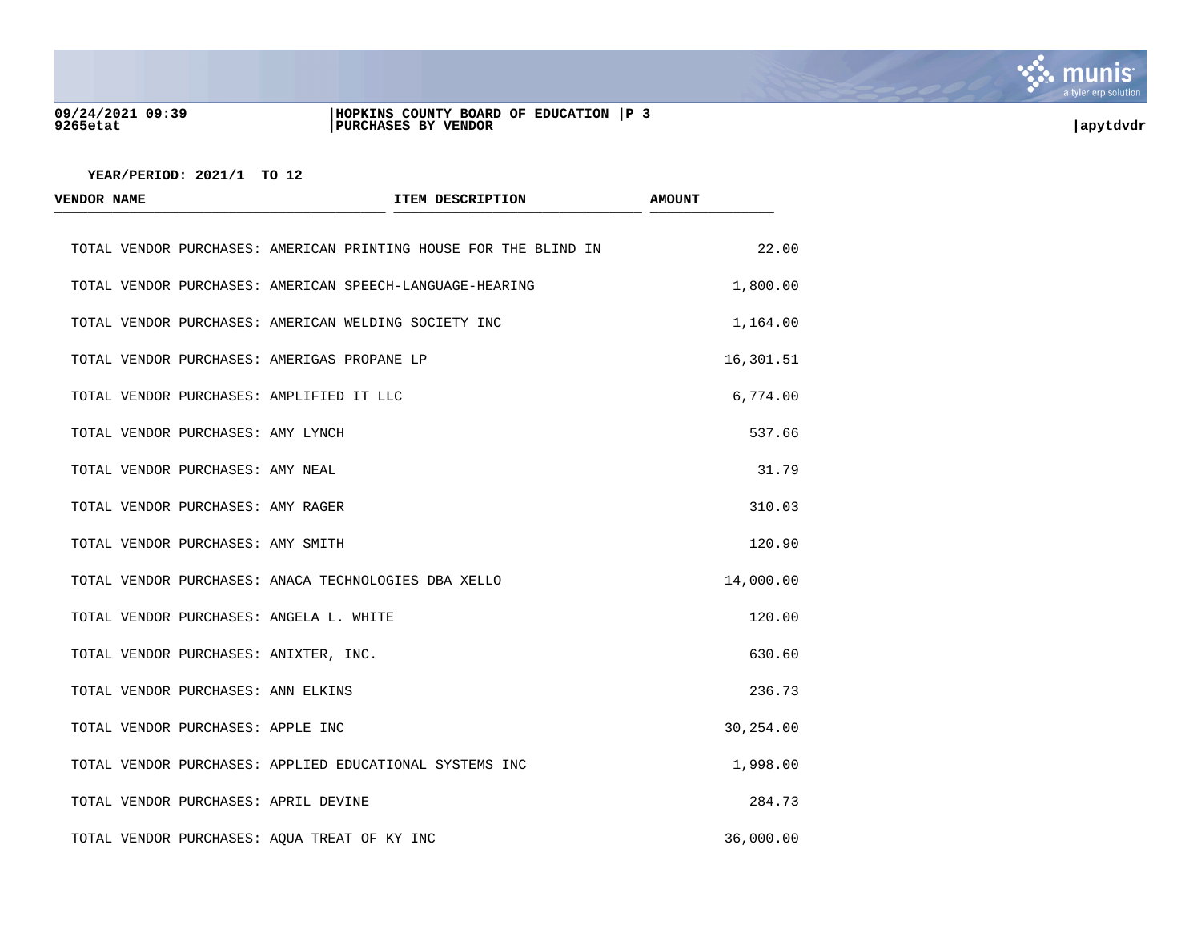YEAR/PERIOD: 2021/1 TO 12

| VENDOR NAME | ITEM DESCRIPTION | AMOUNT |
|---|---|---|
| TOTAL VENDOR PURCHASES: AMERICAN PRINTING HOUSE FOR THE BLIND IN | | 22.00 |
| TOTAL VENDOR PURCHASES: AMERICAN SPEECH-LANGUAGE-HEARING | | 1,800.00 |
| TOTAL VENDOR PURCHASES: AMERICAN WELDING SOCIETY INC | | 1,164.00 |
| TOTAL VENDOR PURCHASES: AMERIGAS PROPANE LP | | 16,301.51 |
| TOTAL VENDOR PURCHASES: AMPLIFIED IT LLC | | 6,774.00 |
| TOTAL VENDOR PURCHASES: AMY LYNCH | | 537.66 |
| TOTAL VENDOR PURCHASES: AMY NEAL | | 31.79 |
| TOTAL VENDOR PURCHASES: AMY RAGER | | 310.03 |
| TOTAL VENDOR PURCHASES: AMY SMITH | | 120.90 |
| TOTAL VENDOR PURCHASES: ANACA TECHNOLOGIES DBA XELLO | | 14,000.00 |
| TOTAL VENDOR PURCHASES: ANGELA L. WHITE | | 120.00 |
| TOTAL VENDOR PURCHASES: ANIXTER, INC. | | 630.60 |
| TOTAL VENDOR PURCHASES: ANN ELKINS | | 236.73 |
| TOTAL VENDOR PURCHASES: APPLE INC | | 30,254.00 |
| TOTAL VENDOR PURCHASES: APPLIED EDUCATIONAL SYSTEMS INC | | 1,998.00 |
| TOTAL VENDOR PURCHASES: APRIL DEVINE | | 284.73 |
| TOTAL VENDOR PURCHASES: AQUA TREAT OF KY INC | | 36,000.00 |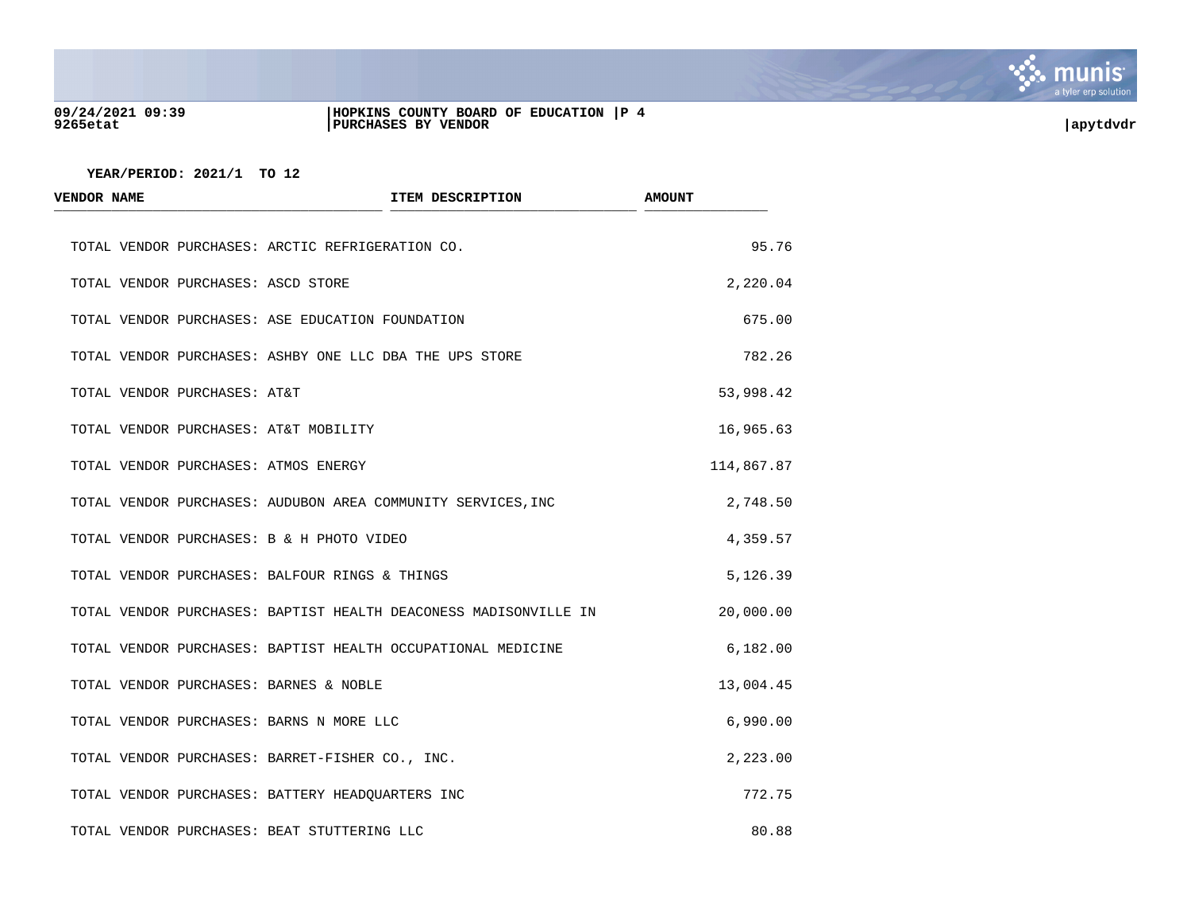YEAR/PERIOD: 2021/1 TO 12

| VENDOR NAME | ITEM DESCRIPTION | AMOUNT |
|---|---|---|
| TOTAL VENDOR PURCHASES: ARCTIC REFRIGERATION CO. | | 95.76 |
| TOTAL VENDOR PURCHASES: ASCD STORE | | 2,220.04 |
| TOTAL VENDOR PURCHASES: ASE EDUCATION FOUNDATION | | 675.00 |
| TOTAL VENDOR PURCHASES: ASHBY ONE LLC DBA THE UPS STORE | | 782.26 |
| TOTAL VENDOR PURCHASES: AT&T | | 53,998.42 |
| TOTAL VENDOR PURCHASES: AT&T MOBILITY | | 16,965.63 |
| TOTAL VENDOR PURCHASES: ATMOS ENERGY | | 114,867.87 |
| TOTAL VENDOR PURCHASES: AUDUBON AREA COMMUNITY SERVICES,INC | | 2,748.50 |
| TOTAL VENDOR PURCHASES: B & H PHOTO VIDEO | | 4,359.57 |
| TOTAL VENDOR PURCHASES: BALFOUR RINGS & THINGS | | 5,126.39 |
| TOTAL VENDOR PURCHASES: BAPTIST HEALTH DEACONESS MADISONVILLE IN | | 20,000.00 |
| TOTAL VENDOR PURCHASES: BAPTIST HEALTH OCCUPATIONAL MEDICINE | | 6,182.00 |
| TOTAL VENDOR PURCHASES: BARNES & NOBLE | | 13,004.45 |
| TOTAL VENDOR PURCHASES: BARNS N MORE LLC | | 6,990.00 |
| TOTAL VENDOR PURCHASES: BARRET-FISHER CO., INC. | | 2,223.00 |
| TOTAL VENDOR PURCHASES: BATTERY HEADQUARTERS INC | | 772.75 |
| TOTAL VENDOR PURCHASES: BEAT STUTTERING LLC | | 80.88 |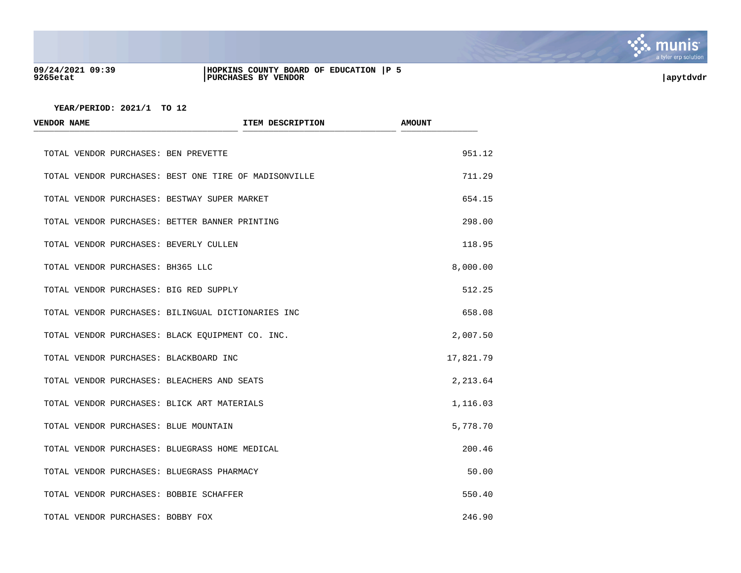YEAR/PERIOD: 2021/1 TO 12

| VENDOR NAME | ITEM DESCRIPTION | AMOUNT |
|---|---|---|
| TOTAL VENDOR PURCHASES: BEN PREVETTE | | 951.12 |
| TOTAL VENDOR PURCHASES: BEST ONE TIRE OF MADISONVILLE | | 711.29 |
| TOTAL VENDOR PURCHASES: BESTWAY SUPER MARKET | | 654.15 |
| TOTAL VENDOR PURCHASES: BETTER BANNER PRINTING | | 298.00 |
| TOTAL VENDOR PURCHASES: BEVERLY CULLEN | | 118.95 |
| TOTAL VENDOR PURCHASES: BH365 LLC | | 8,000.00 |
| TOTAL VENDOR PURCHASES: BIG RED SUPPLY | | 512.25 |
| TOTAL VENDOR PURCHASES: BILINGUAL DICTIONARIES INC | | 658.08 |
| TOTAL VENDOR PURCHASES: BLACK EQUIPMENT CO. INC. | | 2,007.50 |
| TOTAL VENDOR PURCHASES: BLACKBOARD INC | | 17,821.79 |
| TOTAL VENDOR PURCHASES: BLEACHERS AND SEATS | | 2,213.64 |
| TOTAL VENDOR PURCHASES: BLICK ART MATERIALS | | 1,116.03 |
| TOTAL VENDOR PURCHASES: BLUE MOUNTAIN | | 5,778.70 |
| TOTAL VENDOR PURCHASES: BLUEGRASS HOME MEDICAL | | 200.46 |
| TOTAL VENDOR PURCHASES: BLUEGRASS PHARMACY | | 50.00 |
| TOTAL VENDOR PURCHASES: BOBBIE SCHAFFER | | 550.40 |
| TOTAL VENDOR PURCHASES: BOBBY FOX | | 246.90 |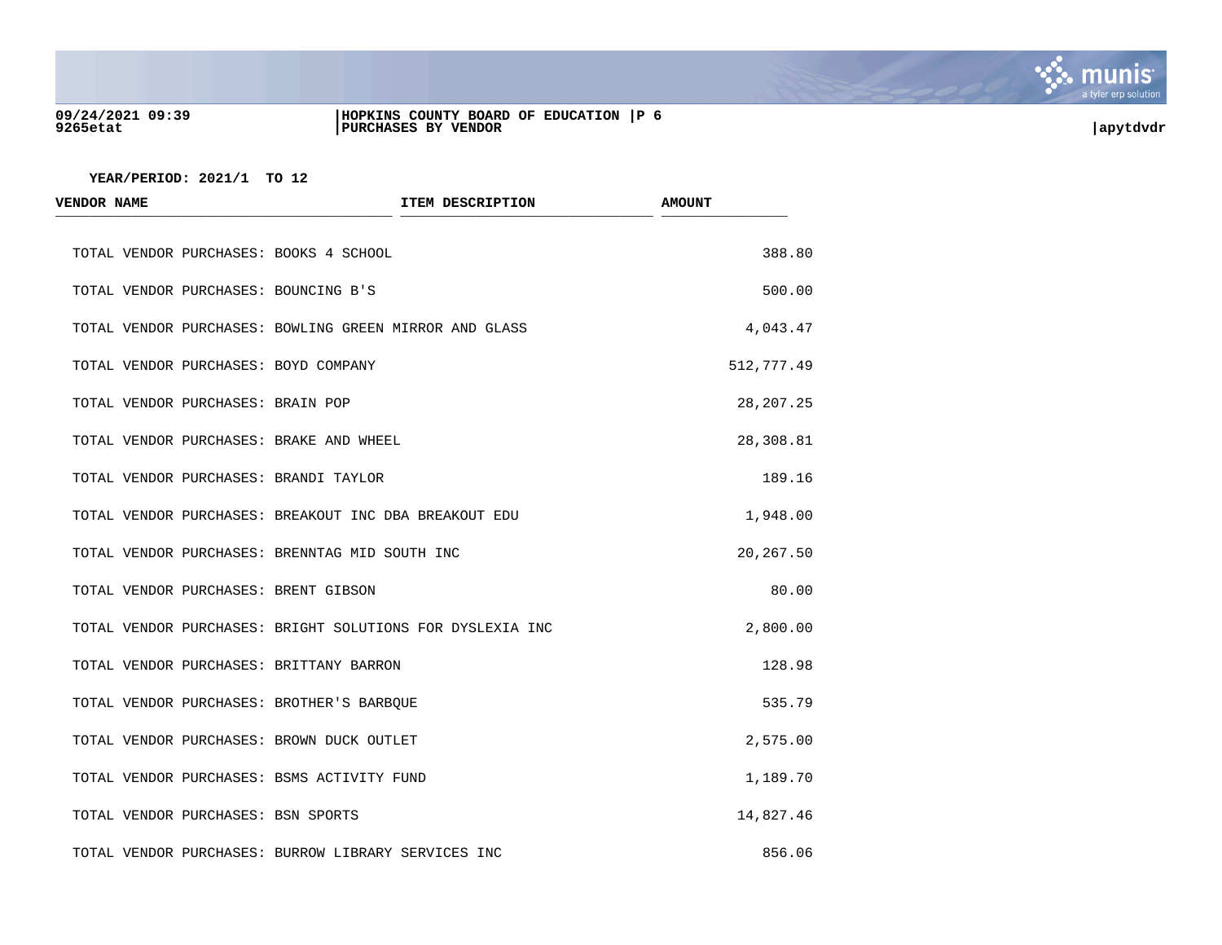YEAR/PERIOD: 2021/1 TO 12

| VENDOR NAME | ITEM DESCRIPTION | AMOUNT |
| --- | --- | --- |
| TOTAL VENDOR PURCHASES: BOOKS 4 SCHOOL | | 388.80 |
| TOTAL VENDOR PURCHASES: BOUNCING B'S | | 500.00 |
| TOTAL VENDOR PURCHASES: BOWLING GREEN MIRROR AND GLASS | | 4,043.47 |
| TOTAL VENDOR PURCHASES: BOYD COMPANY | | 512,777.49 |
| TOTAL VENDOR PURCHASES: BRAIN POP | | 28,207.25 |
| TOTAL VENDOR PURCHASES: BRAKE AND WHEEL | | 28,308.81 |
| TOTAL VENDOR PURCHASES: BRANDI TAYLOR | | 189.16 |
| TOTAL VENDOR PURCHASES: BREAKOUT INC DBA BREAKOUT EDU | | 1,948.00 |
| TOTAL VENDOR PURCHASES: BRENNTAG MID SOUTH INC | | 20,267.50 |
| TOTAL VENDOR PURCHASES: BRENT GIBSON | | 80.00 |
| TOTAL VENDOR PURCHASES: BRIGHT SOLUTIONS FOR DYSLEXIA INC | | 2,800.00 |
| TOTAL VENDOR PURCHASES: BRITTANY BARRON | | 128.98 |
| TOTAL VENDOR PURCHASES: BROTHER'S BARBQUE | | 535.79 |
| TOTAL VENDOR PURCHASES: BROWN DUCK OUTLET | | 2,575.00 |
| TOTAL VENDOR PURCHASES: BSMS ACTIVITY FUND | | 1,189.70 |
| TOTAL VENDOR PURCHASES: BSN SPORTS | | 14,827.46 |
| TOTAL VENDOR PURCHASES: BURROW LIBRARY SERVICES INC | | 856.06 |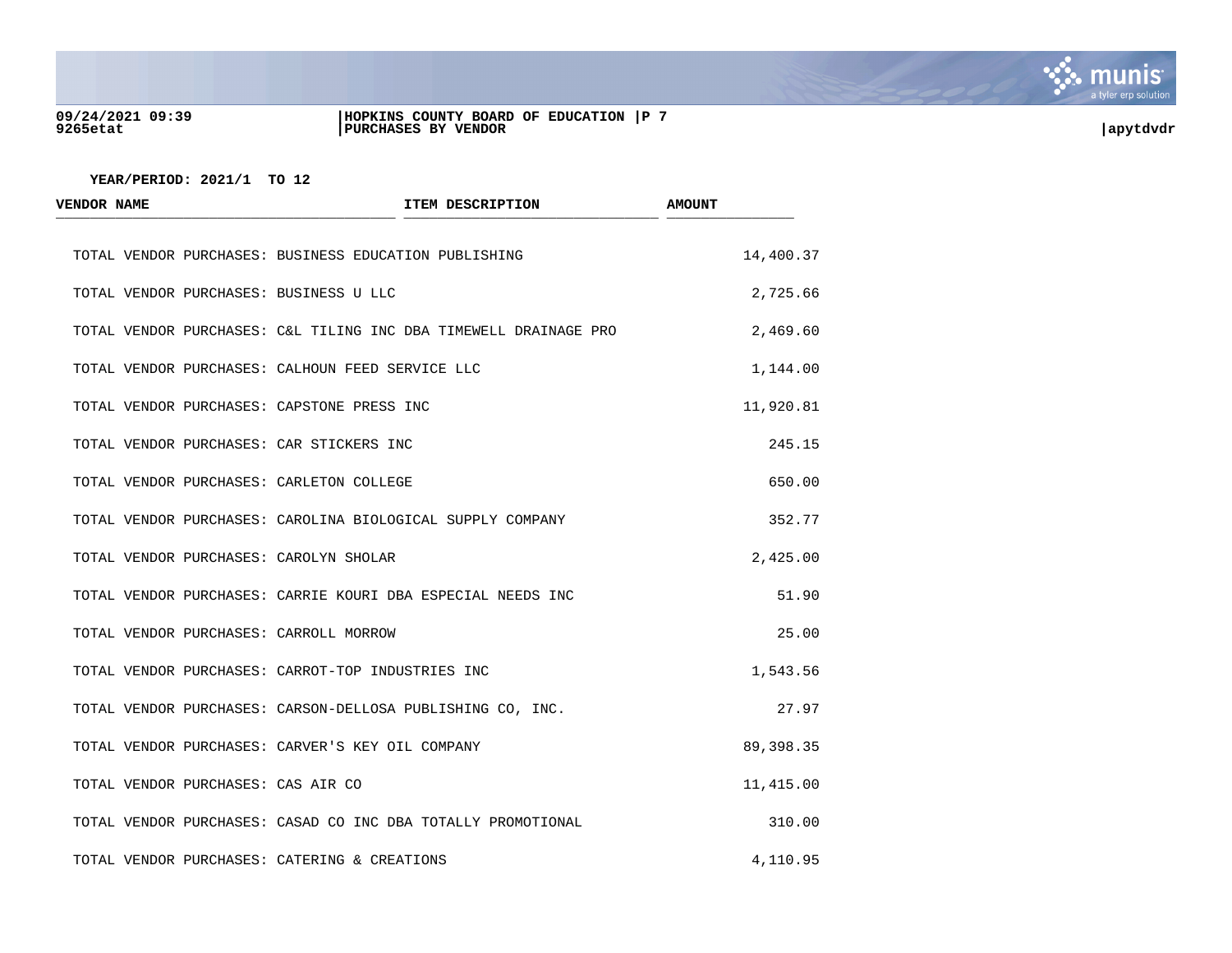YEAR/PERIOD: 2021/1 TO 12

| VENDOR NAME | ITEM DESCRIPTION | AMOUNT |
|---|---|---|
| TOTAL VENDOR PURCHASES: BUSINESS EDUCATION PUBLISHING | | 14,400.37 |
| TOTAL VENDOR PURCHASES: BUSINESS U LLC | | 2,725.66 |
| TOTAL VENDOR PURCHASES: C&L TILING INC DBA TIMEWELL DRAINAGE PRO | | 2,469.60 |
| TOTAL VENDOR PURCHASES: CALHOUN FEED SERVICE LLC | | 1,144.00 |
| TOTAL VENDOR PURCHASES: CAPSTONE PRESS INC | | 11,920.81 |
| TOTAL VENDOR PURCHASES: CAR STICKERS INC | | 245.15 |
| TOTAL VENDOR PURCHASES: CARLETON COLLEGE | | 650.00 |
| TOTAL VENDOR PURCHASES: CAROLINA BIOLOGICAL SUPPLY COMPANY | | 352.77 |
| TOTAL VENDOR PURCHASES: CAROLYN SHOLAR | | 2,425.00 |
| TOTAL VENDOR PURCHASES: CARRIE KOURI DBA ESPECIAL NEEDS INC | | 51.90 |
| TOTAL VENDOR PURCHASES: CARROLL MORROW | | 25.00 |
| TOTAL VENDOR PURCHASES: CARROT-TOP INDUSTRIES INC | | 1,543.56 |
| TOTAL VENDOR PURCHASES: CARSON-DELLOSA PUBLISHING CO, INC. | | 27.97 |
| TOTAL VENDOR PURCHASES: CARVER'S KEY OIL COMPANY | | 89,398.35 |
| TOTAL VENDOR PURCHASES: CAS AIR CO | | 11,415.00 |
| TOTAL VENDOR PURCHASES: CASAD CO INC DBA TOTALLY PROMOTIONAL | | 310.00 |
| TOTAL VENDOR PURCHASES: CATERING & CREATIONS | | 4,110.95 |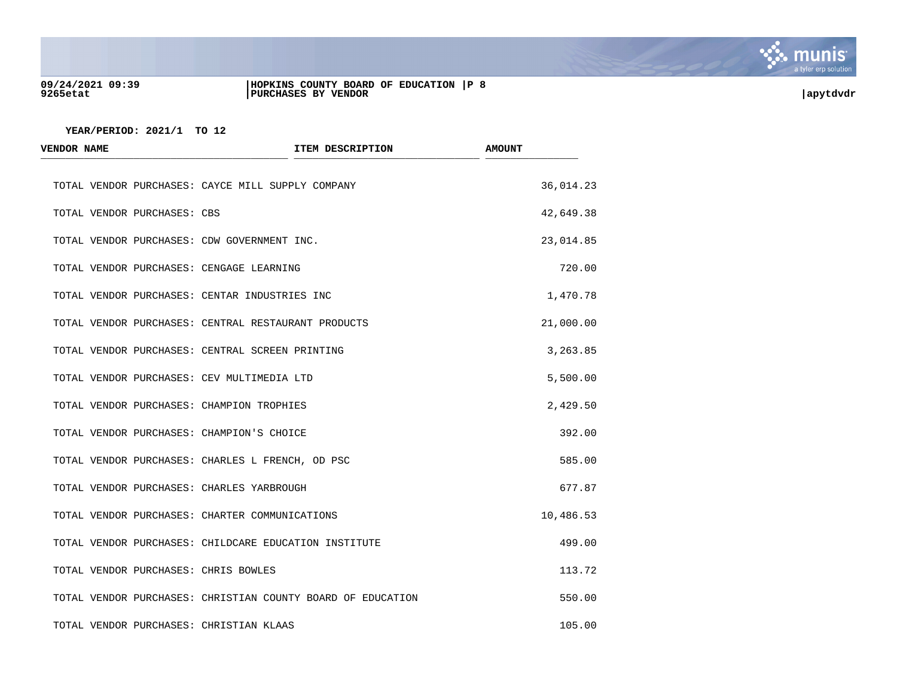YEAR/PERIOD: 2021/1 TO 12

| VENDOR NAME | ITEM DESCRIPTION | AMOUNT |
|---|---|---|
| TOTAL VENDOR PURCHASES: CAYCE MILL SUPPLY COMPANY | | 36,014.23 |
| TOTAL VENDOR PURCHASES: CBS | | 42,649.38 |
| TOTAL VENDOR PURCHASES: CDW GOVERNMENT INC. | | 23,014.85 |
| TOTAL VENDOR PURCHASES: CENGAGE LEARNING | | 720.00 |
| TOTAL VENDOR PURCHASES: CENTAR INDUSTRIES INC | | 1,470.78 |
| TOTAL VENDOR PURCHASES: CENTRAL RESTAURANT PRODUCTS | | 21,000.00 |
| TOTAL VENDOR PURCHASES: CENTRAL SCREEN PRINTING | | 3,263.85 |
| TOTAL VENDOR PURCHASES: CEV MULTIMEDIA LTD | | 5,500.00 |
| TOTAL VENDOR PURCHASES: CHAMPION TROPHIES | | 2,429.50 |
| TOTAL VENDOR PURCHASES: CHAMPION'S CHOICE | | 392.00 |
| TOTAL VENDOR PURCHASES: CHARLES L FRENCH, OD PSC | | 585.00 |
| TOTAL VENDOR PURCHASES: CHARLES YARBROUGH | | 677.87 |
| TOTAL VENDOR PURCHASES: CHARTER COMMUNICATIONS | | 10,486.53 |
| TOTAL VENDOR PURCHASES: CHILDCARE EDUCATION INSTITUTE | | 499.00 |
| TOTAL VENDOR PURCHASES: CHRIS BOWLES | | 113.72 |
| TOTAL VENDOR PURCHASES: CHRISTIAN COUNTY BOARD OF EDUCATION | | 550.00 |
| TOTAL VENDOR PURCHASES: CHRISTIAN KLAAS | | 105.00 |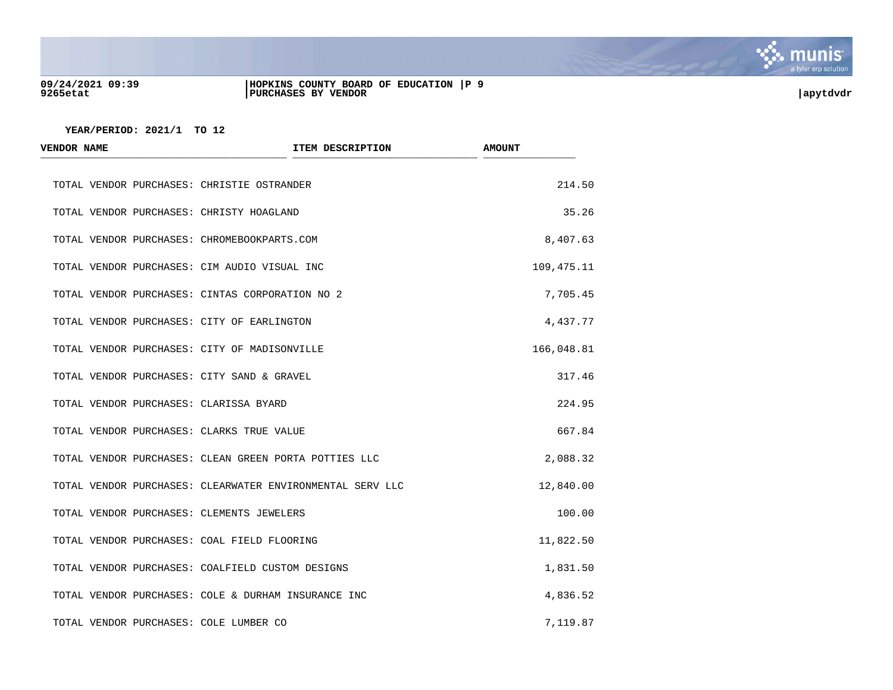YEAR/PERIOD: 2021/1 TO 12

| VENDOR NAME | ITEM DESCRIPTION | AMOUNT |
|---|---|---|
| TOTAL VENDOR PURCHASES: CHRISTIE OSTRANDER | | 214.50 |
| TOTAL VENDOR PURCHASES: CHRISTY HOAGLAND | | 35.26 |
| TOTAL VENDOR PURCHASES: CHROMEBOOKPARTS.COM | | 8,407.63 |
| TOTAL VENDOR PURCHASES: CIM AUDIO VISUAL INC | | 109,475.11 |
| TOTAL VENDOR PURCHASES: CINTAS CORPORATION NO 2 | | 7,705.45 |
| TOTAL VENDOR PURCHASES: CITY OF EARLINGTON | | 4,437.77 |
| TOTAL VENDOR PURCHASES: CITY OF MADISONVILLE | | 166,048.81 |
| TOTAL VENDOR PURCHASES: CITY SAND & GRAVEL | | 317.46 |
| TOTAL VENDOR PURCHASES: CLARISSA BYARD | | 224.95 |
| TOTAL VENDOR PURCHASES: CLARKS TRUE VALUE | | 667.84 |
| TOTAL VENDOR PURCHASES: CLEAN GREEN PORTA POTTIES LLC | | 2,088.32 |
| TOTAL VENDOR PURCHASES: CLEARWATER ENVIRONMENTAL SERV LLC | | 12,840.00 |
| TOTAL VENDOR PURCHASES: CLEMENTS JEWELERS | | 100.00 |
| TOTAL VENDOR PURCHASES: COAL FIELD FLOORING | | 11,822.50 |
| TOTAL VENDOR PURCHASES: COALFIELD CUSTOM DESIGNS | | 1,831.50 |
| TOTAL VENDOR PURCHASES: COLE & DURHAM INSURANCE INC | | 4,836.52 |
| TOTAL VENDOR PURCHASES: COLE LUMBER CO | | 7,119.87 |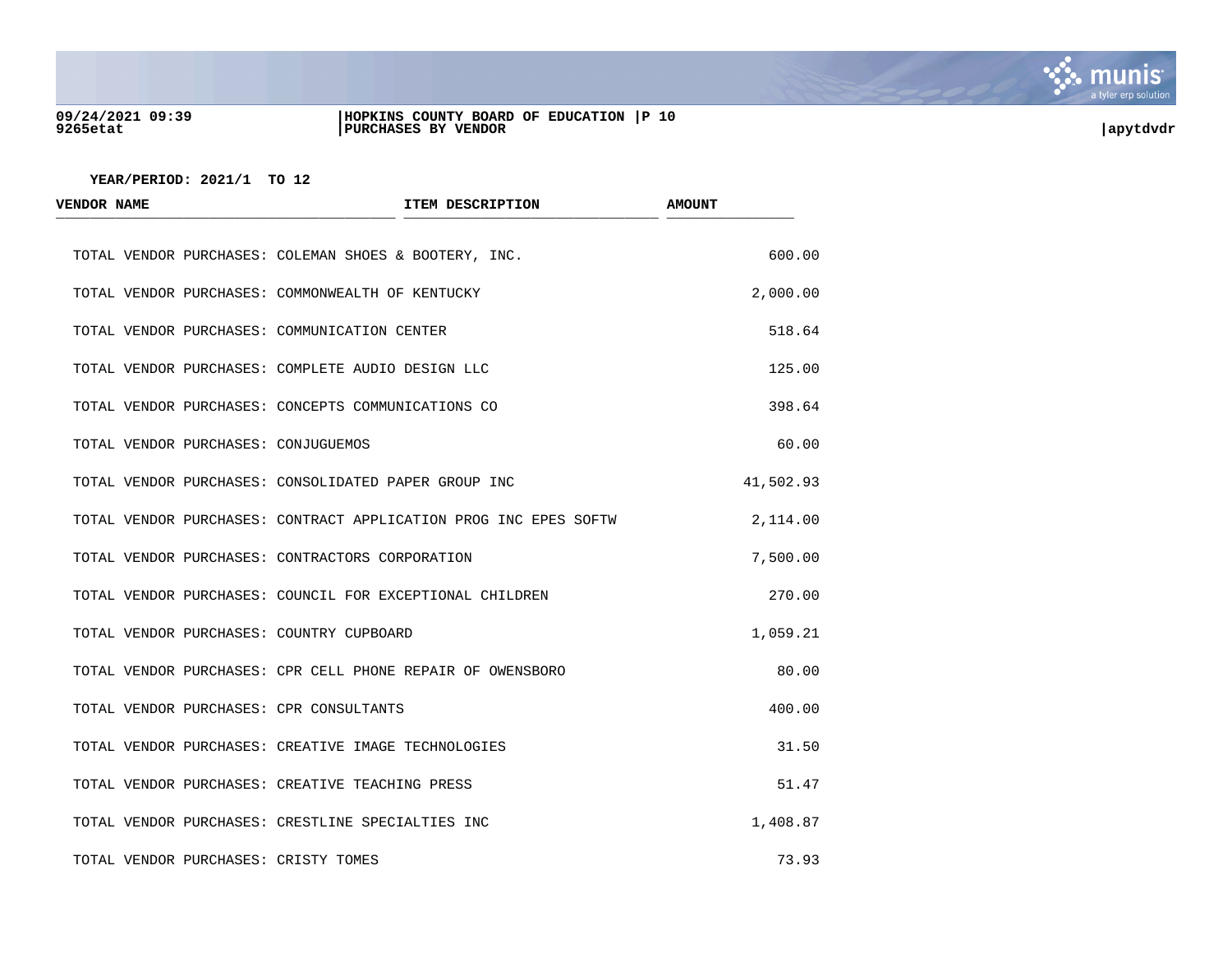YEAR/PERIOD: 2021/1 TO 12

| VENDOR NAME | ITEM DESCRIPTION | AMOUNT |
|---|---|---|
| TOTAL VENDOR PURCHASES: COLEMAN SHOES & BOOTERY, INC. | | 600.00 |
| TOTAL VENDOR PURCHASES: COMMONWEALTH OF KENTUCKY | | 2,000.00 |
| TOTAL VENDOR PURCHASES: COMMUNICATION CENTER | | 518.64 |
| TOTAL VENDOR PURCHASES: COMPLETE AUDIO DESIGN LLC | | 125.00 |
| TOTAL VENDOR PURCHASES: CONCEPTS COMMUNICATIONS CO | | 398.64 |
| TOTAL VENDOR PURCHASES: CONJUGUEMOS | | 60.00 |
| TOTAL VENDOR PURCHASES: CONSOLIDATED PAPER GROUP INC | | 41,502.93 |
| TOTAL VENDOR PURCHASES: CONTRACT APPLICATION PROG INC EPES SOFTW | | 2,114.00 |
| TOTAL VENDOR PURCHASES: CONTRACTORS CORPORATION | | 7,500.00 |
| TOTAL VENDOR PURCHASES: COUNCIL FOR EXCEPTIONAL CHILDREN | | 270.00 |
| TOTAL VENDOR PURCHASES: COUNTRY CUPBOARD | | 1,059.21 |
| TOTAL VENDOR PURCHASES: CPR CELL PHONE REPAIR OF OWENSBORO | | 80.00 |
| TOTAL VENDOR PURCHASES: CPR CONSULTANTS | | 400.00 |
| TOTAL VENDOR PURCHASES: CREATIVE IMAGE TECHNOLOGIES | | 31.50 |
| TOTAL VENDOR PURCHASES: CREATIVE TEACHING PRESS | | 51.47 |
| TOTAL VENDOR PURCHASES: CRESTLINE SPECIALTIES INC | | 1,408.87 |
| TOTAL VENDOR PURCHASES: CRISTY TOMES | | 73.93 |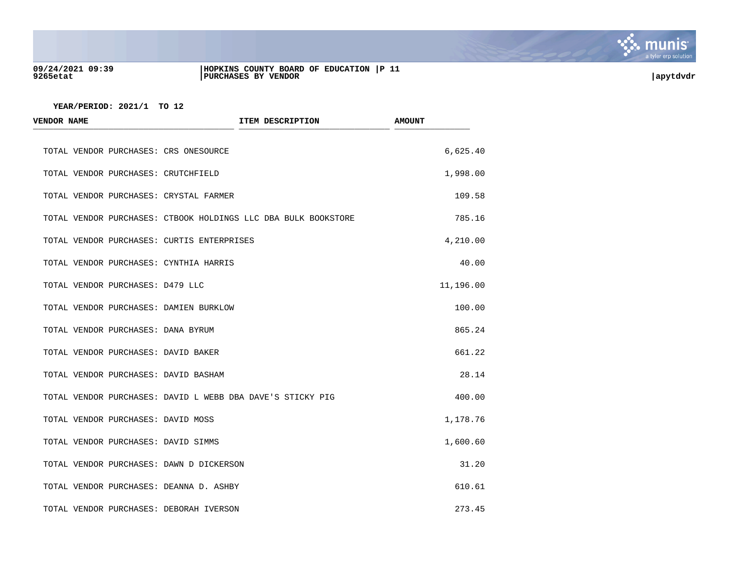YEAR/PERIOD: 2021/1 TO 12

| VENDOR NAME | ITEM DESCRIPTION | AMOUNT |
|---|---|---|
| TOTAL VENDOR PURCHASES: CRS ONESOURCE | | 6,625.40 |
| TOTAL VENDOR PURCHASES: CRUTCHFIELD | | 1,998.00 |
| TOTAL VENDOR PURCHASES: CRYSTAL FARMER | | 109.58 |
| TOTAL VENDOR PURCHASES: CTBOOK HOLDINGS LLC DBA BULK BOOKSTORE | | 785.16 |
| TOTAL VENDOR PURCHASES: CURTIS ENTERPRISES | | 4,210.00 |
| TOTAL VENDOR PURCHASES: CYNTHIA HARRIS | | 40.00 |
| TOTAL VENDOR PURCHASES: D479 LLC | | 11,196.00 |
| TOTAL VENDOR PURCHASES: DAMIEN BURKLOW | | 100.00 |
| TOTAL VENDOR PURCHASES: DANA BYRUM | | 865.24 |
| TOTAL VENDOR PURCHASES: DAVID BAKER | | 661.22 |
| TOTAL VENDOR PURCHASES: DAVID BASHAM | | 28.14 |
| TOTAL VENDOR PURCHASES: DAVID L WEBB DBA DAVE'S STICKY PIG | | 400.00 |
| TOTAL VENDOR PURCHASES: DAVID MOSS | | 1,178.76 |
| TOTAL VENDOR PURCHASES: DAVID SIMMS | | 1,600.60 |
| TOTAL VENDOR PURCHASES: DAWN D DICKERSON | | 31.20 |
| TOTAL VENDOR PURCHASES: DEANNA D. ASHBY | | 610.61 |
| TOTAL VENDOR PURCHASES: DEBORAH IVERSON | | 273.45 |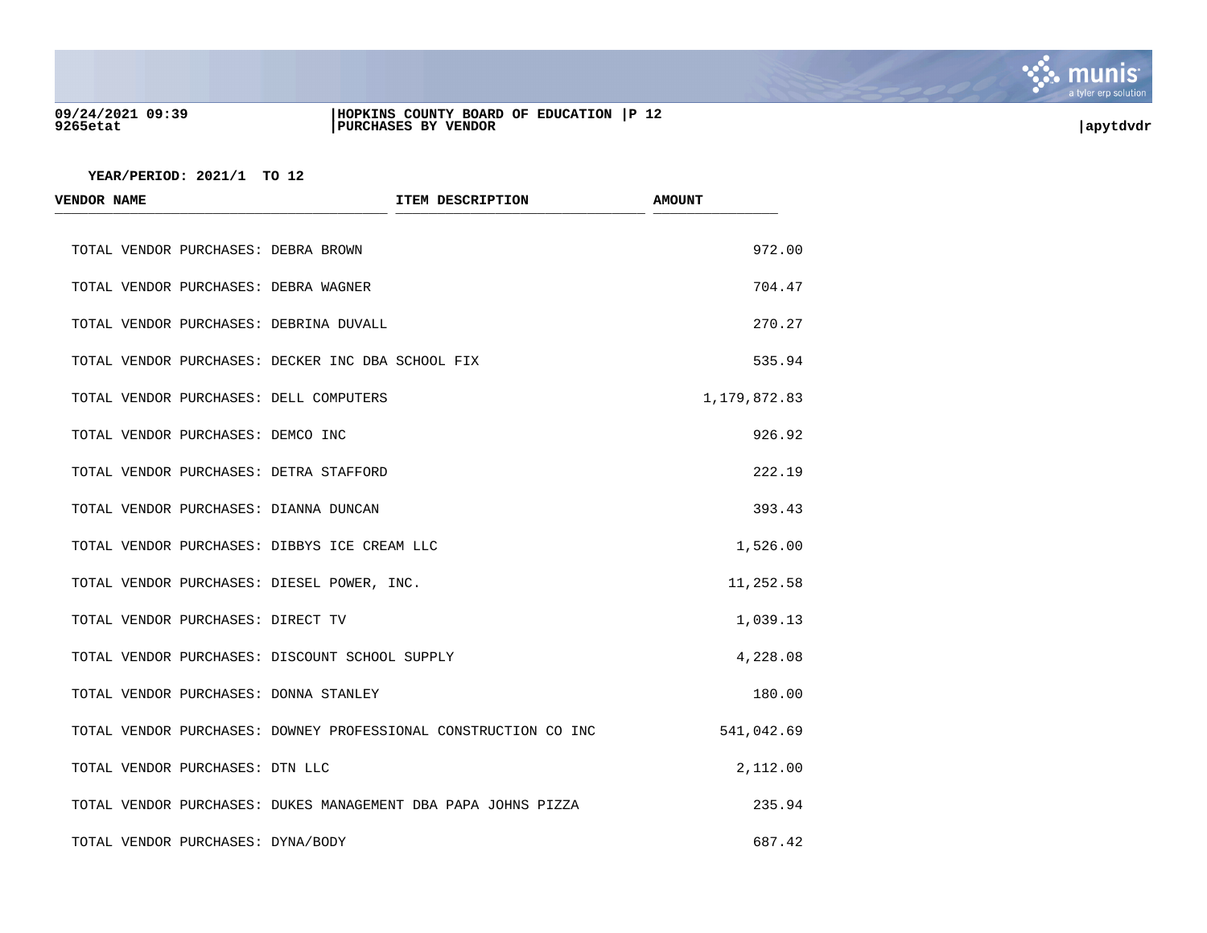YEAR/PERIOD: 2021/1 TO 12

| VENDOR NAME | ITEM DESCRIPTION | AMOUNT |
|---|---|---|
| TOTAL VENDOR PURCHASES: DEBRA BROWN | | 972.00 |
| TOTAL VENDOR PURCHASES: DEBRA WAGNER | | 704.47 |
| TOTAL VENDOR PURCHASES: DEBRINA DUVALL | | 270.27 |
| TOTAL VENDOR PURCHASES: DECKER INC DBA SCHOOL FIX | | 535.94 |
| TOTAL VENDOR PURCHASES: DELL COMPUTERS | | 1,179,872.83 |
| TOTAL VENDOR PURCHASES: DEMCO INC | | 926.92 |
| TOTAL VENDOR PURCHASES: DETRA STAFFORD | | 222.19 |
| TOTAL VENDOR PURCHASES: DIANNA DUNCAN | | 393.43 |
| TOTAL VENDOR PURCHASES: DIBBYS ICE CREAM LLC | | 1,526.00 |
| TOTAL VENDOR PURCHASES: DIESEL POWER, INC. | | 11,252.58 |
| TOTAL VENDOR PURCHASES: DIRECT TV | | 1,039.13 |
| TOTAL VENDOR PURCHASES: DISCOUNT SCHOOL SUPPLY | | 4,228.08 |
| TOTAL VENDOR PURCHASES: DONNA STANLEY | | 180.00 |
| TOTAL VENDOR PURCHASES: DOWNEY PROFESSIONAL CONSTRUCTION CO INC | | 541,042.69 |
| TOTAL VENDOR PURCHASES: DTN LLC | | 2,112.00 |
| TOTAL VENDOR PURCHASES: DUKES MANAGEMENT DBA PAPA JOHNS PIZZA | | 235.94 |
| TOTAL VENDOR PURCHASES: DYNA/BODY | | 687.42 |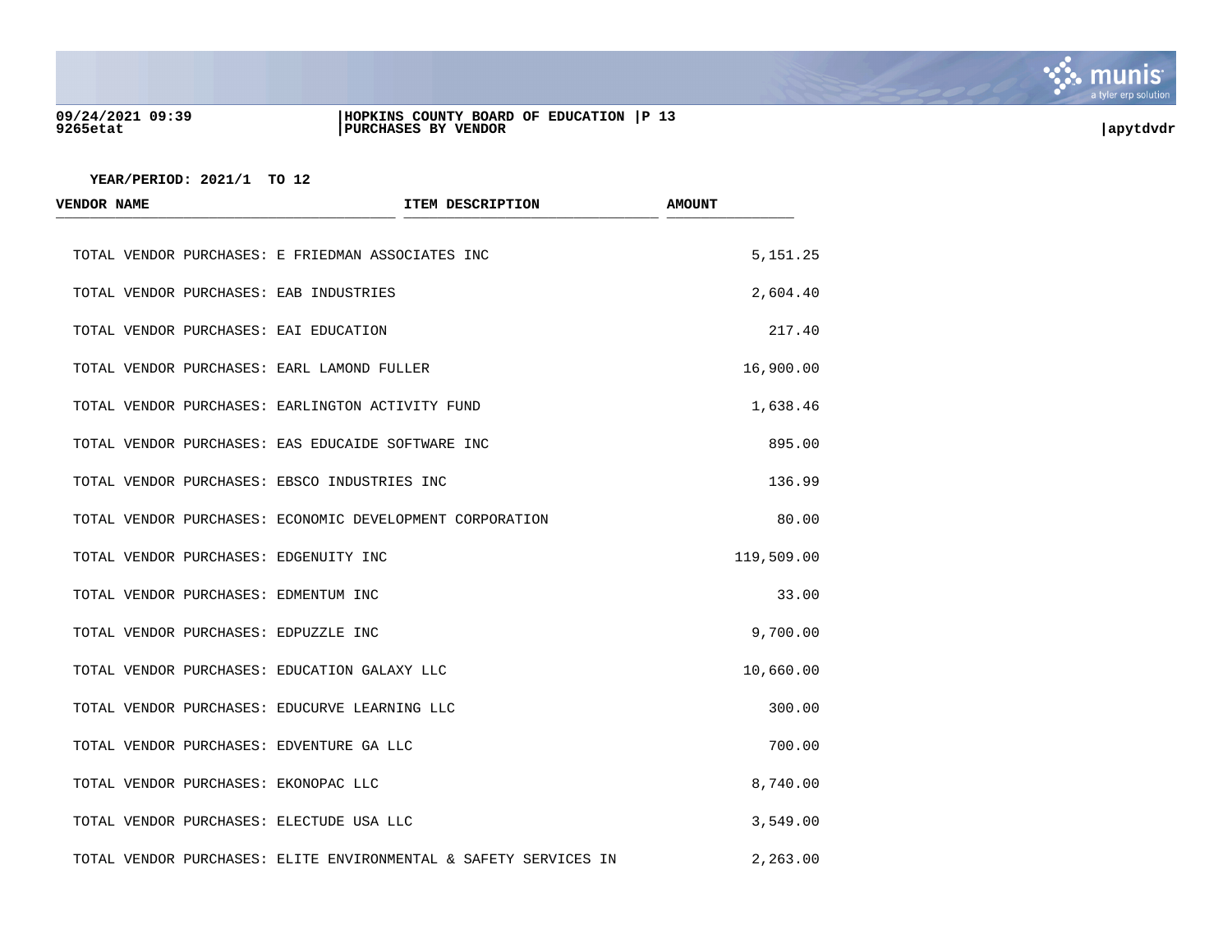YEAR/PERIOD: 2021/1 TO 12

| VENDOR NAME | ITEM DESCRIPTION | AMOUNT |
|---|---|---|
| TOTAL VENDOR PURCHASES: E FRIEDMAN ASSOCIATES INC | | 5,151.25 |
| TOTAL VENDOR PURCHASES: EAB INDUSTRIES | | 2,604.40 |
| TOTAL VENDOR PURCHASES: EAI EDUCATION | | 217.40 |
| TOTAL VENDOR PURCHASES: EARL LAMOND FULLER | | 16,900.00 |
| TOTAL VENDOR PURCHASES: EARLINGTON ACTIVITY FUND | | 1,638.46 |
| TOTAL VENDOR PURCHASES: EAS EDUCAIDE SOFTWARE INC | | 895.00 |
| TOTAL VENDOR PURCHASES: EBSCO INDUSTRIES INC | | 136.99 |
| TOTAL VENDOR PURCHASES: ECONOMIC DEVELOPMENT CORPORATION | | 80.00 |
| TOTAL VENDOR PURCHASES: EDGENUITY INC | | 119,509.00 |
| TOTAL VENDOR PURCHASES: EDMENTUM INC | | 33.00 |
| TOTAL VENDOR PURCHASES: EDPUZZLE INC | | 9,700.00 |
| TOTAL VENDOR PURCHASES: EDUCATION GALAXY LLC | | 10,660.00 |
| TOTAL VENDOR PURCHASES: EDUCURVE LEARNING LLC | | 300.00 |
| TOTAL VENDOR PURCHASES: EDVENTURE GA LLC | | 700.00 |
| TOTAL VENDOR PURCHASES: EKONOPAC LLC | | 8,740.00 |
| TOTAL VENDOR PURCHASES: ELECTUDE USA LLC | | 3,549.00 |
| TOTAL VENDOR PURCHASES: ELITE ENVIRONMENTAL & SAFETY SERVICES IN | | 2,263.00 |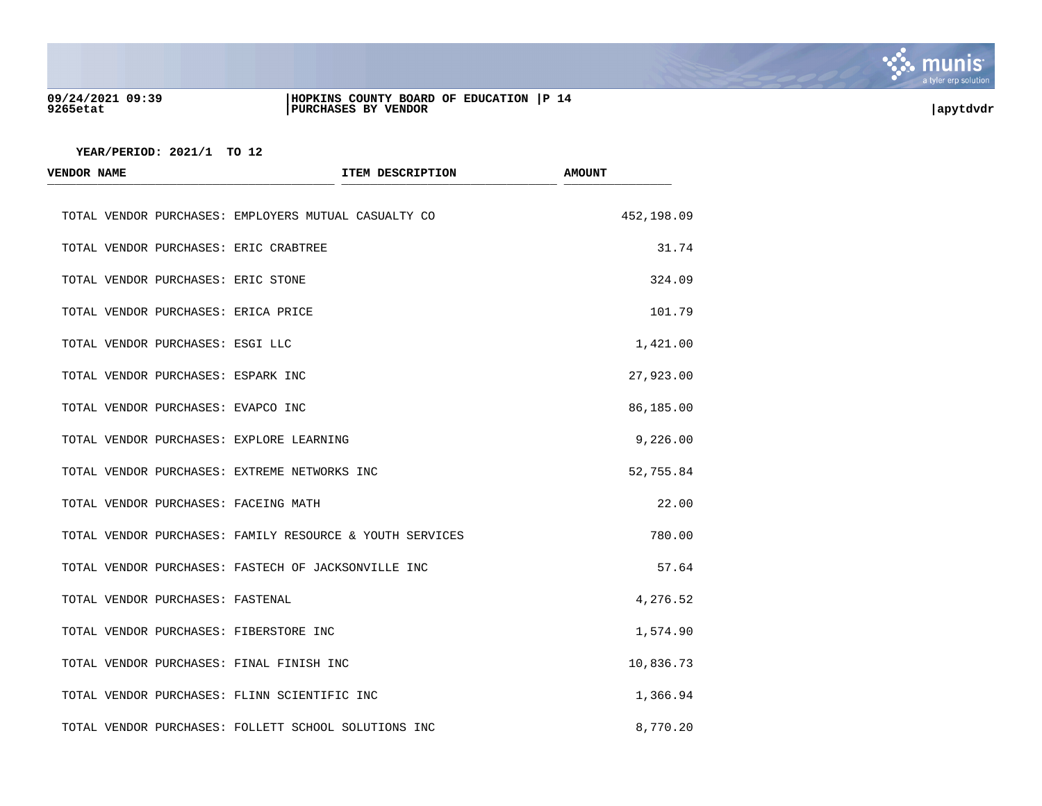YEAR/PERIOD: 2021/1 TO 12

| VENDOR NAME | ITEM DESCRIPTION | AMOUNT |
|---|---|---|
| TOTAL VENDOR PURCHASES: EMPLOYERS MUTUAL CASUALTY CO | | 452,198.09 |
| TOTAL VENDOR PURCHASES: ERIC CRABTREE | | 31.74 |
| TOTAL VENDOR PURCHASES: ERIC STONE | | 324.09 |
| TOTAL VENDOR PURCHASES: ERICA PRICE | | 101.79 |
| TOTAL VENDOR PURCHASES: ESGI LLC | | 1,421.00 |
| TOTAL VENDOR PURCHASES: ESPARK INC | | 27,923.00 |
| TOTAL VENDOR PURCHASES: EVAPCO INC | | 86,185.00 |
| TOTAL VENDOR PURCHASES: EXPLORE LEARNING | | 9,226.00 |
| TOTAL VENDOR PURCHASES: EXTREME NETWORKS INC | | 52,755.84 |
| TOTAL VENDOR PURCHASES: FACEING MATH | | 22.00 |
| TOTAL VENDOR PURCHASES: FAMILY RESOURCE & YOUTH SERVICES | | 780.00 |
| TOTAL VENDOR PURCHASES: FASTECH OF JACKSONVILLE INC | | 57.64 |
| TOTAL VENDOR PURCHASES: FASTENAL | | 4,276.52 |
| TOTAL VENDOR PURCHASES: FIBERSTORE INC | | 1,574.90 |
| TOTAL VENDOR PURCHASES: FINAL FINISH INC | | 10,836.73 |
| TOTAL VENDOR PURCHASES: FLINN SCIENTIFIC INC | | 1,366.94 |
| TOTAL VENDOR PURCHASES: FOLLETT SCHOOL SOLUTIONS INC | | 8,770.20 |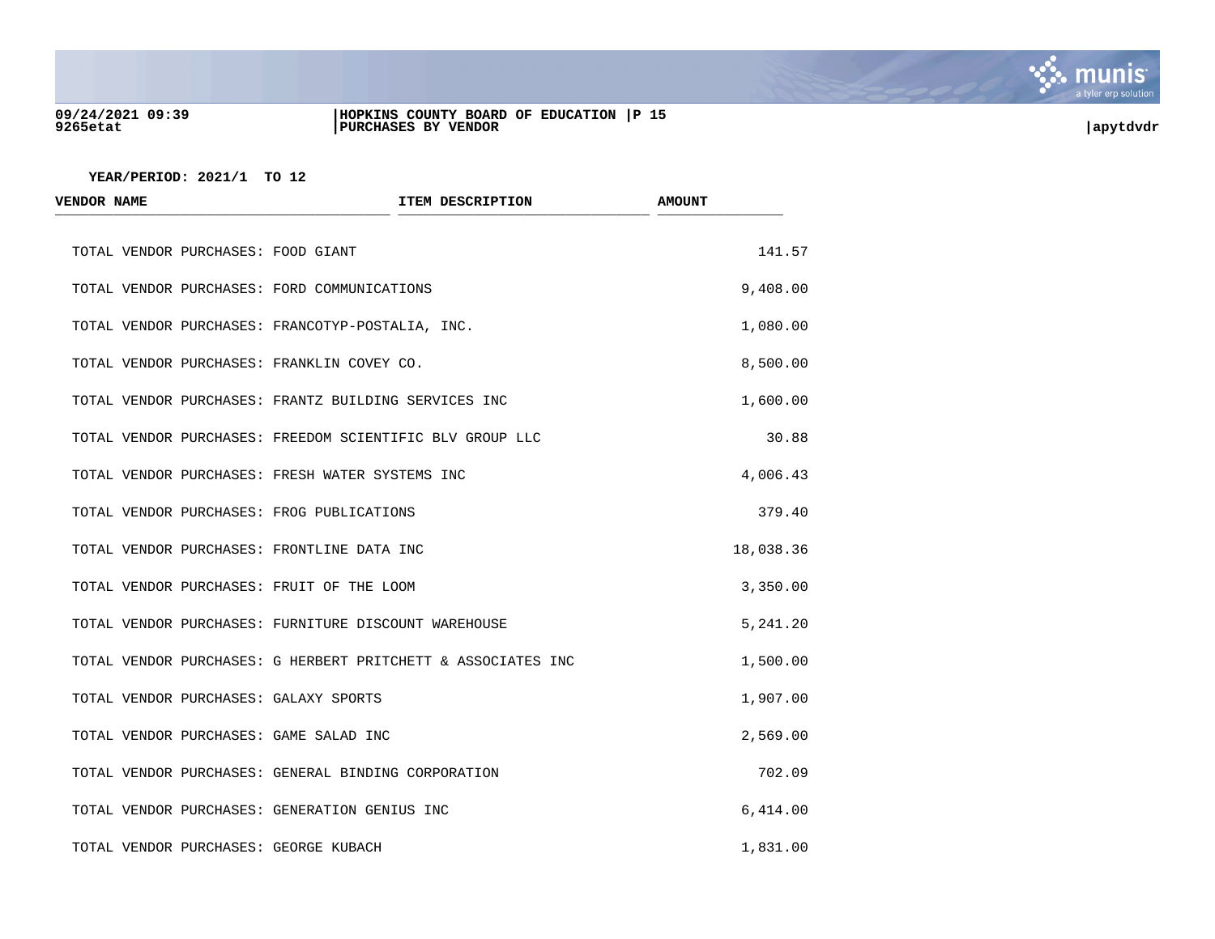YEAR/PERIOD: 2021/1 TO 12

| VENDOR NAME | ITEM DESCRIPTION | AMOUNT |
|---|---|---|
| TOTAL VENDOR PURCHASES: FOOD GIANT | | 141.57 |
| TOTAL VENDOR PURCHASES: FORD COMMUNICATIONS | | 9,408.00 |
| TOTAL VENDOR PURCHASES: FRANCOTYP-POSTALIA, INC. | | 1,080.00 |
| TOTAL VENDOR PURCHASES: FRANKLIN COVEY CO. | | 8,500.00 |
| TOTAL VENDOR PURCHASES: FRANTZ BUILDING SERVICES INC | | 1,600.00 |
| TOTAL VENDOR PURCHASES: FREEDOM SCIENTIFIC BLV GROUP LLC | | 30.88 |
| TOTAL VENDOR PURCHASES: FRESH WATER SYSTEMS INC | | 4,006.43 |
| TOTAL VENDOR PURCHASES: FROG PUBLICATIONS | | 379.40 |
| TOTAL VENDOR PURCHASES: FRONTLINE DATA INC | | 18,038.36 |
| TOTAL VENDOR PURCHASES: FRUIT OF THE LOOM | | 3,350.00 |
| TOTAL VENDOR PURCHASES: FURNITURE DISCOUNT WAREHOUSE | | 5,241.20 |
| TOTAL VENDOR PURCHASES: G HERBERT PRITCHETT & ASSOCIATES INC | | 1,500.00 |
| TOTAL VENDOR PURCHASES: GALAXY SPORTS | | 1,907.00 |
| TOTAL VENDOR PURCHASES: GAME SALAD INC | | 2,569.00 |
| TOTAL VENDOR PURCHASES: GENERAL BINDING CORPORATION | | 702.09 |
| TOTAL VENDOR PURCHASES: GENERATION GENIUS INC | | 6,414.00 |
| TOTAL VENDOR PURCHASES: GEORGE KUBACH | | 1,831.00 |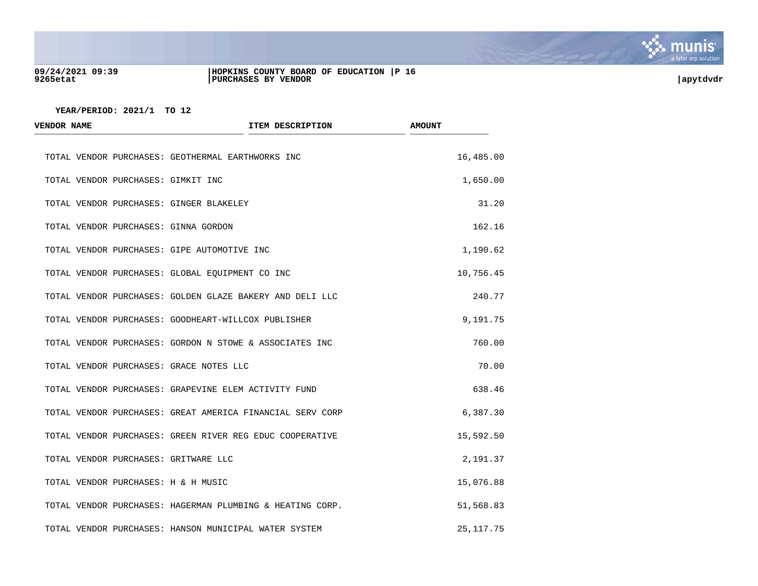YEAR/PERIOD: 2021/1 TO 12

| VENDOR NAME | ITEM DESCRIPTION | AMOUNT |
|---|---|---|
| TOTAL VENDOR PURCHASES: GEOTHERMAL EARTHWORKS INC | | 16,485.00 |
| TOTAL VENDOR PURCHASES: GIMKIT INC | | 1,650.00 |
| TOTAL VENDOR PURCHASES: GINGER BLAKELEY | | 31.20 |
| TOTAL VENDOR PURCHASES: GINNA GORDON | | 162.16 |
| TOTAL VENDOR PURCHASES: GIPE AUTOMOTIVE INC | | 1,190.62 |
| TOTAL VENDOR PURCHASES: GLOBAL EQUIPMENT CO INC | | 10,756.45 |
| TOTAL VENDOR PURCHASES: GOLDEN GLAZE BAKERY AND DELI LLC | | 240.77 |
| TOTAL VENDOR PURCHASES: GOODHEART-WILLCOX PUBLISHER | | 9,191.75 |
| TOTAL VENDOR PURCHASES: GORDON N STOWE & ASSOCIATES INC | | 760.00 |
| TOTAL VENDOR PURCHASES: GRACE NOTES LLC | | 70.00 |
| TOTAL VENDOR PURCHASES: GRAPEVINE ELEM ACTIVITY FUND | | 638.46 |
| TOTAL VENDOR PURCHASES: GREAT AMERICA FINANCIAL SERV CORP | | 6,387.30 |
| TOTAL VENDOR PURCHASES: GREEN RIVER REG EDUC COOPERATIVE | | 15,592.50 |
| TOTAL VENDOR PURCHASES: GRITWARE LLC | | 2,191.37 |
| TOTAL VENDOR PURCHASES: H & H MUSIC | | 15,076.88 |
| TOTAL VENDOR PURCHASES: HAGERMAN PLUMBING & HEATING CORP. | | 51,568.83 |
| TOTAL VENDOR PURCHASES: HANSON MUNICIPAL WATER SYSTEM | | 25,117.75 |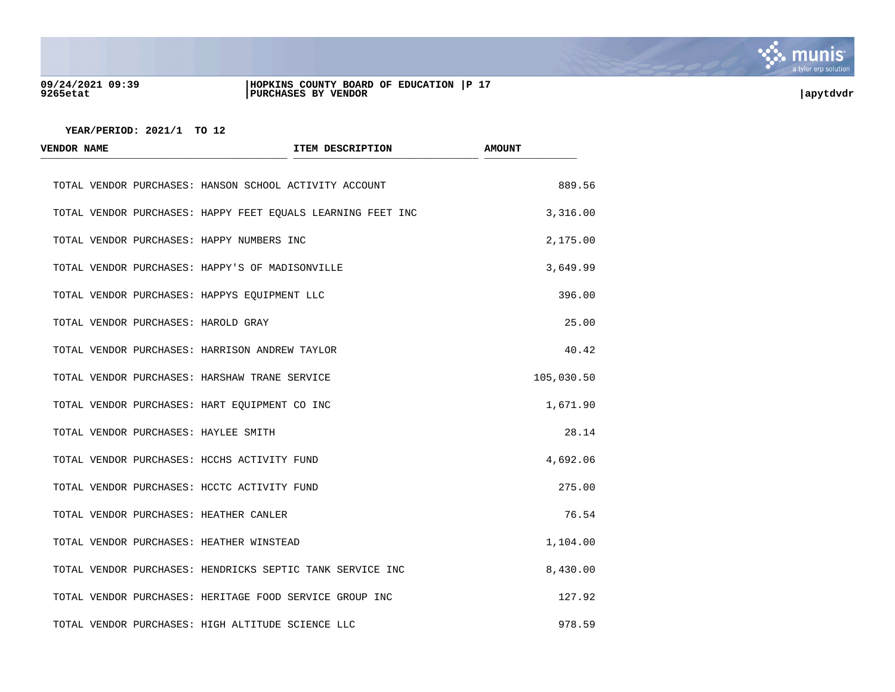YEAR/PERIOD: 2021/1 TO 12

| VENDOR NAME | ITEM DESCRIPTION | AMOUNT |
|---|---|---|
| TOTAL VENDOR PURCHASES: HANSON SCHOOL ACTIVITY ACCOUNT | | 889.56 |
| TOTAL VENDOR PURCHASES: HAPPY FEET EQUALS LEARNING FEET INC | | 3,316.00 |
| TOTAL VENDOR PURCHASES: HAPPY NUMBERS INC | | 2,175.00 |
| TOTAL VENDOR PURCHASES: HAPPY'S OF MADISONVILLE | | 3,649.99 |
| TOTAL VENDOR PURCHASES: HAPPYS EQUIPMENT LLC | | 396.00 |
| TOTAL VENDOR PURCHASES: HAROLD GRAY | | 25.00 |
| TOTAL VENDOR PURCHASES: HARRISON ANDREW TAYLOR | | 40.42 |
| TOTAL VENDOR PURCHASES: HARSHAW TRANE SERVICE | | 105,030.50 |
| TOTAL VENDOR PURCHASES: HART EQUIPMENT CO INC | | 1,671.90 |
| TOTAL VENDOR PURCHASES: HAYLEE SMITH | | 28.14 |
| TOTAL VENDOR PURCHASES: HCCHS ACTIVITY FUND | | 4,692.06 |
| TOTAL VENDOR PURCHASES: HCCTC ACTIVITY FUND | | 275.00 |
| TOTAL VENDOR PURCHASES: HEATHER CANLER | | 76.54 |
| TOTAL VENDOR PURCHASES: HEATHER WINSTEAD | | 1,104.00 |
| TOTAL VENDOR PURCHASES: HENDRICKS SEPTIC TANK SERVICE INC | | 8,430.00 |
| TOTAL VENDOR PURCHASES: HERITAGE FOOD SERVICE GROUP INC | | 127.92 |
| TOTAL VENDOR PURCHASES: HIGH ALTITUDE SCIENCE LLC | | 978.59 |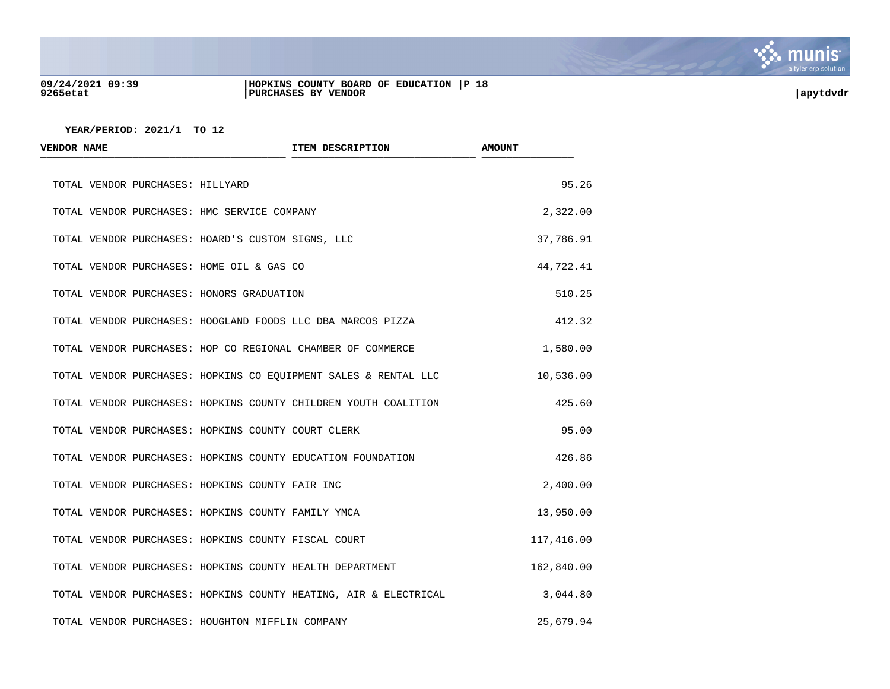YEAR/PERIOD: 2021/1 TO 12

| VENDOR NAME | ITEM DESCRIPTION | AMOUNT |
|---|---|---|
| TOTAL VENDOR PURCHASES: HILLYARD | | 95.26 |
| TOTAL VENDOR PURCHASES: HMC SERVICE COMPANY | | 2,322.00 |
| TOTAL VENDOR PURCHASES: HOARD'S CUSTOM SIGNS, LLC | | 37,786.91 |
| TOTAL VENDOR PURCHASES: HOME OIL & GAS CO | | 44,722.41 |
| TOTAL VENDOR PURCHASES: HONORS GRADUATION | | 510.25 |
| TOTAL VENDOR PURCHASES: HOOGLAND FOODS LLC DBA MARCOS PIZZA | | 412.32 |
| TOTAL VENDOR PURCHASES: HOP CO REGIONAL CHAMBER OF COMMERCE | | 1,580.00 |
| TOTAL VENDOR PURCHASES: HOPKINS CO EQUIPMENT SALES & RENTAL LLC | | 10,536.00 |
| TOTAL VENDOR PURCHASES: HOPKINS COUNTY CHILDREN YOUTH COALITION | | 425.60 |
| TOTAL VENDOR PURCHASES: HOPKINS COUNTY COURT CLERK | | 95.00 |
| TOTAL VENDOR PURCHASES: HOPKINS COUNTY EDUCATION FOUNDATION | | 426.86 |
| TOTAL VENDOR PURCHASES: HOPKINS COUNTY FAIR INC | | 2,400.00 |
| TOTAL VENDOR PURCHASES: HOPKINS COUNTY FAMILY YMCA | | 13,950.00 |
| TOTAL VENDOR PURCHASES: HOPKINS COUNTY FISCAL COURT | | 117,416.00 |
| TOTAL VENDOR PURCHASES: HOPKINS COUNTY HEALTH DEPARTMENT | | 162,840.00 |
| TOTAL VENDOR PURCHASES: HOPKINS COUNTY HEATING, AIR & ELECTRICAL | | 3,044.80 |
| TOTAL VENDOR PURCHASES: HOUGHTON MIFFLIN COMPANY | | 25,679.94 |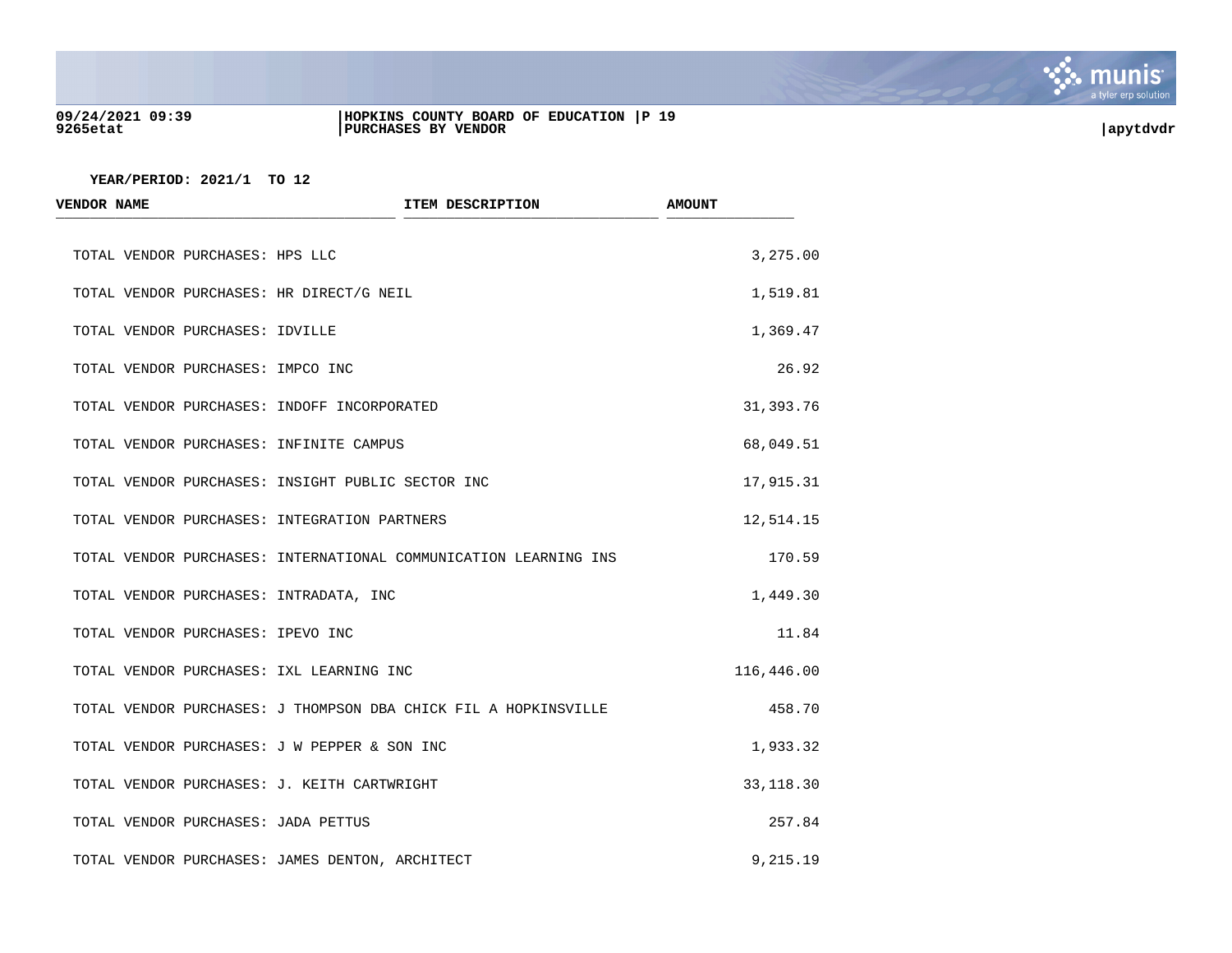YEAR/PERIOD: 2021/1 TO 12

| VENDOR NAME | ITEM DESCRIPTION | AMOUNT |
|---|---|---|
| TOTAL VENDOR PURCHASES: HPS LLC | | 3,275.00 |
| TOTAL VENDOR PURCHASES: HR DIRECT/G NEIL | | 1,519.81 |
| TOTAL VENDOR PURCHASES: IDVILLE | | 1,369.47 |
| TOTAL VENDOR PURCHASES: IMPCO INC | | 26.92 |
| TOTAL VENDOR PURCHASES: INDOFF INCORPORATED | | 31,393.76 |
| TOTAL VENDOR PURCHASES: INFINITE CAMPUS | | 68,049.51 |
| TOTAL VENDOR PURCHASES: INSIGHT PUBLIC SECTOR INC | | 17,915.31 |
| TOTAL VENDOR PURCHASES: INTEGRATION PARTNERS | | 12,514.15 |
| TOTAL VENDOR PURCHASES: INTERNATIONAL COMMUNICATION LEARNING INS | | 170.59 |
| TOTAL VENDOR PURCHASES: INTRADATA, INC | | 1,449.30 |
| TOTAL VENDOR PURCHASES: IPEVO INC | | 11.84 |
| TOTAL VENDOR PURCHASES: IXL LEARNING INC | | 116,446.00 |
| TOTAL VENDOR PURCHASES: J THOMPSON DBA CHICK FIL A HOPKINSVILLE | | 458.70 |
| TOTAL VENDOR PURCHASES: J W PEPPER & SON INC | | 1,933.32 |
| TOTAL VENDOR PURCHASES: J. KEITH CARTWRIGHT | | 33,118.30 |
| TOTAL VENDOR PURCHASES: JADA PETTUS | | 257.84 |
| TOTAL VENDOR PURCHASES: JAMES DENTON, ARCHITECT | | 9,215.19 |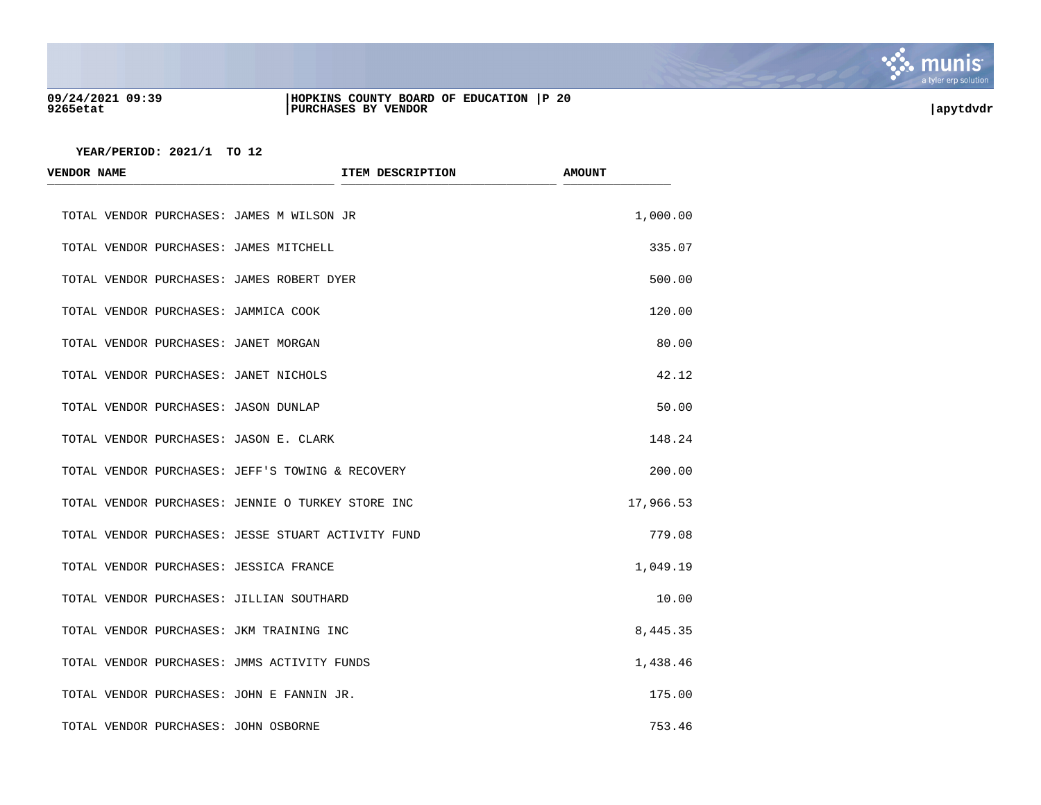YEAR/PERIOD: 2021/1 TO 12

| VENDOR NAME | ITEM DESCRIPTION | AMOUNT |
|---|---|---|
| TOTAL VENDOR PURCHASES: JAMES M WILSON JR | | 1,000.00 |
| TOTAL VENDOR PURCHASES: JAMES MITCHELL | | 335.07 |
| TOTAL VENDOR PURCHASES: JAMES ROBERT DYER | | 500.00 |
| TOTAL VENDOR PURCHASES: JAMMICA COOK | | 120.00 |
| TOTAL VENDOR PURCHASES: JANET MORGAN | | 80.00 |
| TOTAL VENDOR PURCHASES: JANET NICHOLS | | 42.12 |
| TOTAL VENDOR PURCHASES: JASON DUNLAP | | 50.00 |
| TOTAL VENDOR PURCHASES: JASON E. CLARK | | 148.24 |
| TOTAL VENDOR PURCHASES: JEFF'S TOWING & RECOVERY | | 200.00 |
| TOTAL VENDOR PURCHASES: JENNIE O TURKEY STORE INC | | 17,966.53 |
| TOTAL VENDOR PURCHASES: JESSE STUART ACTIVITY FUND | | 779.08 |
| TOTAL VENDOR PURCHASES: JESSICA FRANCE | | 1,049.19 |
| TOTAL VENDOR PURCHASES: JILLIAN SOUTHARD | | 10.00 |
| TOTAL VENDOR PURCHASES: JKM TRAINING INC | | 8,445.35 |
| TOTAL VENDOR PURCHASES: JMMS ACTIVITY FUNDS | | 1,438.46 |
| TOTAL VENDOR PURCHASES: JOHN E FANNIN JR. | | 175.00 |
| TOTAL VENDOR PURCHASES: JOHN OSBORNE | | 753.46 |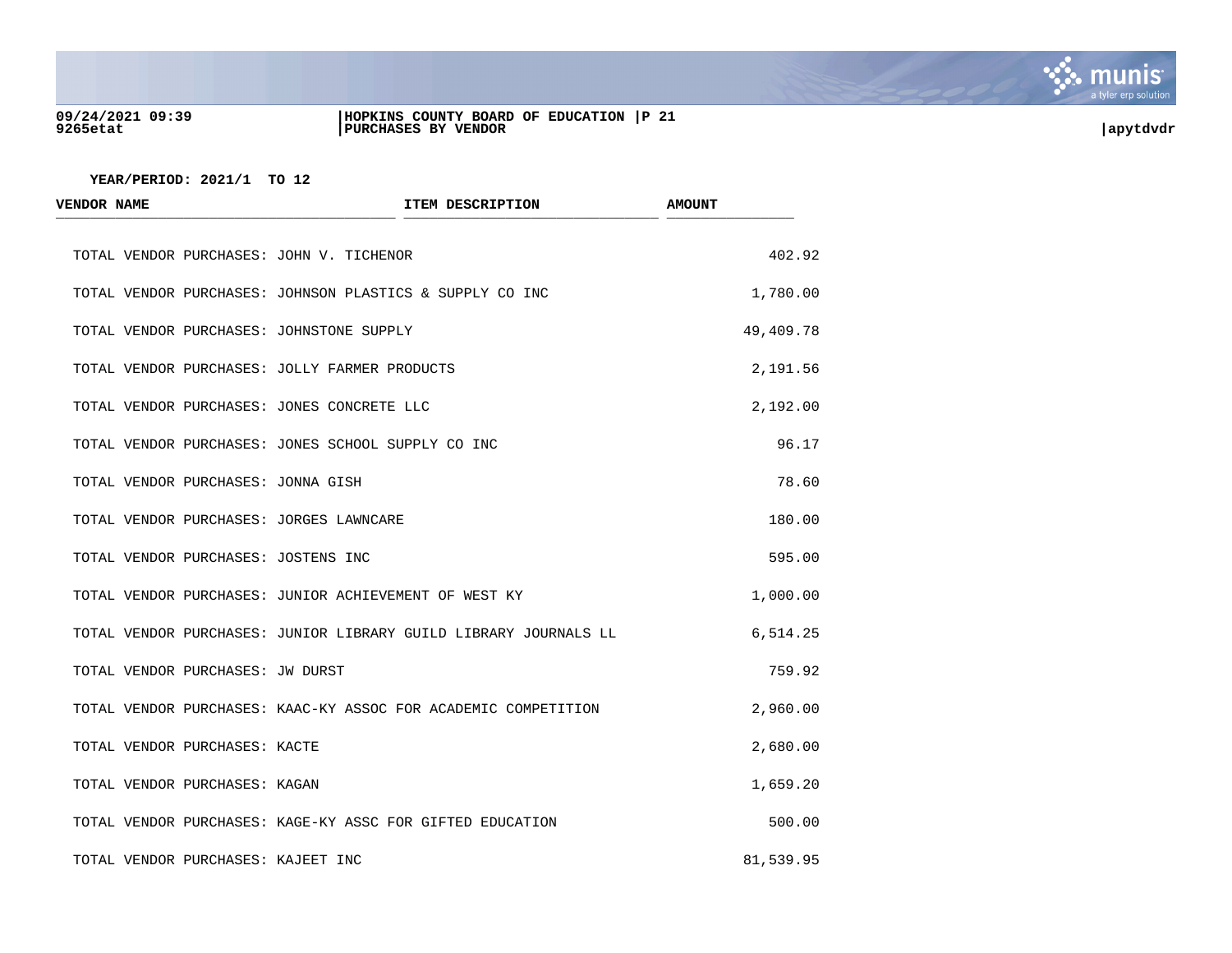YEAR/PERIOD: 2021/1 TO 12

| VENDOR NAME | ITEM DESCRIPTION | AMOUNT |
|---|---|---|
| TOTAL VENDOR PURCHASES: JOHN V. TICHENOR | | 402.92 |
| TOTAL VENDOR PURCHASES: JOHNSON PLASTICS & SUPPLY CO INC | | 1,780.00 |
| TOTAL VENDOR PURCHASES: JOHNSTONE SUPPLY | | 49,409.78 |
| TOTAL VENDOR PURCHASES: JOLLY FARMER PRODUCTS | | 2,191.56 |
| TOTAL VENDOR PURCHASES: JONES CONCRETE LLC | | 2,192.00 |
| TOTAL VENDOR PURCHASES: JONES SCHOOL SUPPLY CO INC | | 96.17 |
| TOTAL VENDOR PURCHASES: JONNA GISH | | 78.60 |
| TOTAL VENDOR PURCHASES: JORGES LAWNCARE | | 180.00 |
| TOTAL VENDOR PURCHASES: JOSTENS INC | | 595.00 |
| TOTAL VENDOR PURCHASES: JUNIOR ACHIEVEMENT OF WEST KY | | 1,000.00 |
| TOTAL VENDOR PURCHASES: JUNIOR LIBRARY GUILD LIBRARY JOURNALS LL | | 6,514.25 |
| TOTAL VENDOR PURCHASES: JW DURST | | 759.92 |
| TOTAL VENDOR PURCHASES: KAAC-KY ASSOC FOR ACADEMIC COMPETITION | | 2,960.00 |
| TOTAL VENDOR PURCHASES: KACTE | | 2,680.00 |
| TOTAL VENDOR PURCHASES: KAGAN | | 1,659.20 |
| TOTAL VENDOR PURCHASES: KAGE-KY ASSC FOR GIFTED EDUCATION | | 500.00 |
| TOTAL VENDOR PURCHASES: KAJEET INC | | 81,539.95 |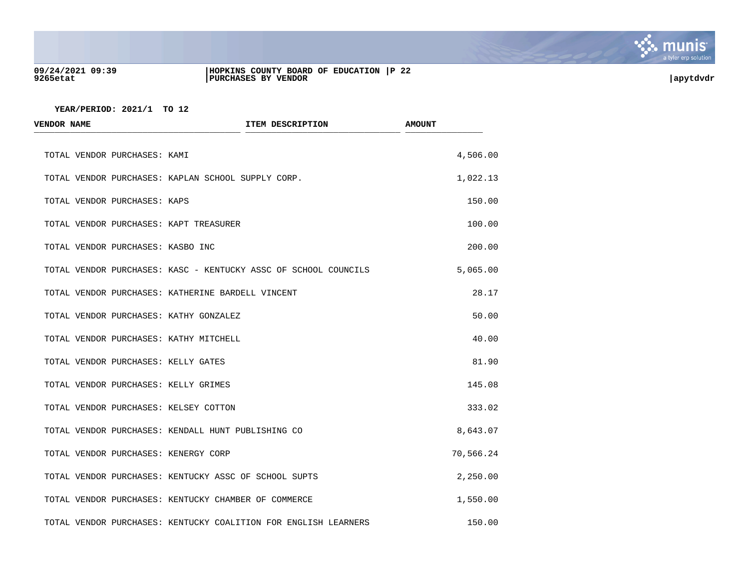YEAR/PERIOD: 2021/1 TO 12

| VENDOR NAME | ITEM DESCRIPTION | AMOUNT |
|---|---|---|
| TOTAL VENDOR PURCHASES: KAMI | | 4,506.00 |
| TOTAL VENDOR PURCHASES: KAPLAN SCHOOL SUPPLY CORP. | | 1,022.13 |
| TOTAL VENDOR PURCHASES: KAPS | | 150.00 |
| TOTAL VENDOR PURCHASES: KAPT TREASURER | | 100.00 |
| TOTAL VENDOR PURCHASES: KASBO INC | | 200.00 |
| TOTAL VENDOR PURCHASES: KASC - KENTUCKY ASSC OF SCHOOL COUNCILS | | 5,065.00 |
| TOTAL VENDOR PURCHASES: KATHERINE BARDELL VINCENT | | 28.17 |
| TOTAL VENDOR PURCHASES: KATHY GONZALEZ | | 50.00 |
| TOTAL VENDOR PURCHASES: KATHY MITCHELL | | 40.00 |
| TOTAL VENDOR PURCHASES: KELLY GATES | | 81.90 |
| TOTAL VENDOR PURCHASES: KELLY GRIMES | | 145.08 |
| TOTAL VENDOR PURCHASES: KELSEY COTTON | | 333.02 |
| TOTAL VENDOR PURCHASES: KENDALL HUNT PUBLISHING CO | | 8,643.07 |
| TOTAL VENDOR PURCHASES: KENERGY CORP | | 70,566.24 |
| TOTAL VENDOR PURCHASES: KENTUCKY ASSC OF SCHOOL SUPTS | | 2,250.00 |
| TOTAL VENDOR PURCHASES: KENTUCKY CHAMBER OF COMMERCE | | 1,550.00 |
| TOTAL VENDOR PURCHASES: KENTUCKY COALITION FOR ENGLISH LEARNERS | | 150.00 |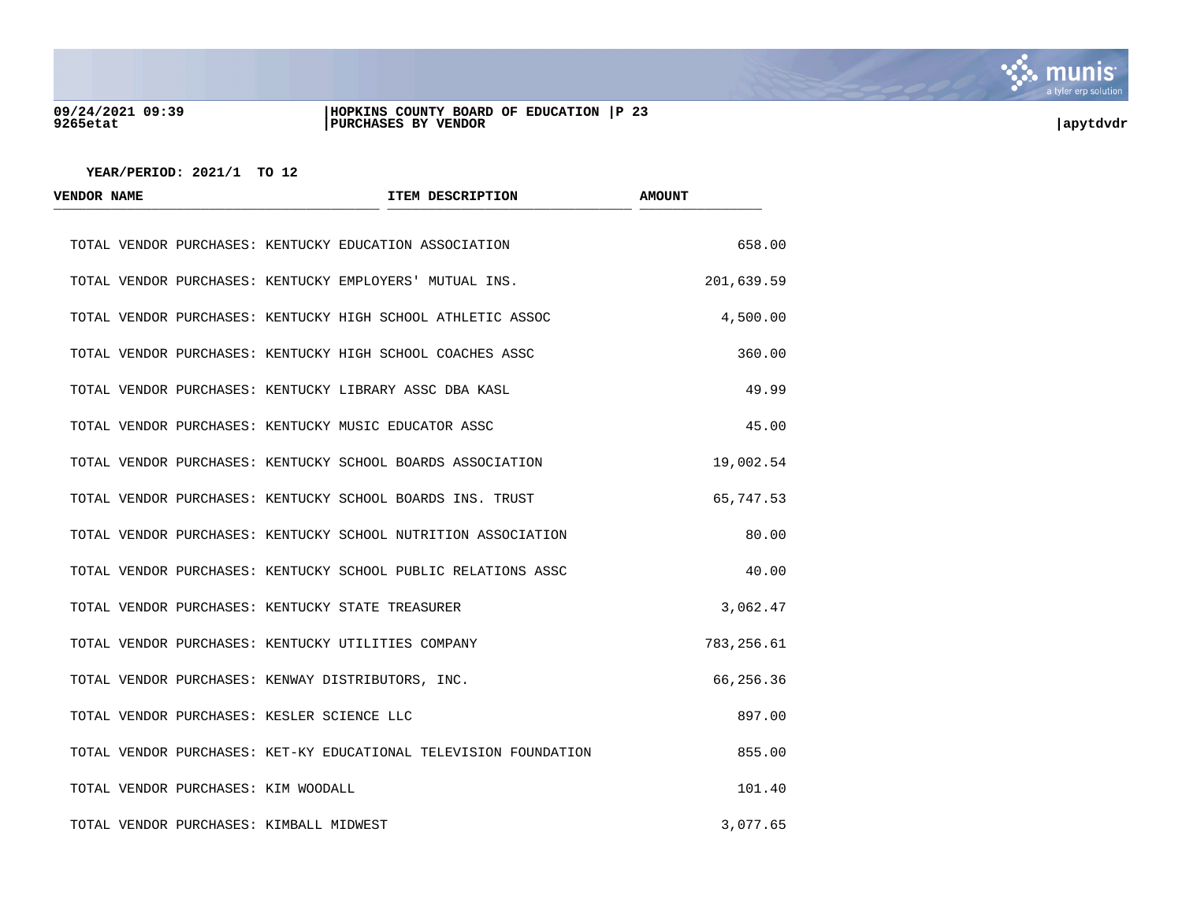YEAR/PERIOD: 2021/1 TO 12

| VENDOR NAME | ITEM DESCRIPTION | AMOUNT |
| --- | --- | --- |
| TOTAL VENDOR PURCHASES: KENTUCKY EDUCATION ASSOCIATION | | 658.00 |
| TOTAL VENDOR PURCHASES: KENTUCKY EMPLOYERS' MUTUAL INS. | | 201,639.59 |
| TOTAL VENDOR PURCHASES: KENTUCKY HIGH SCHOOL ATHLETIC ASSOC | | 4,500.00 |
| TOTAL VENDOR PURCHASES: KENTUCKY HIGH SCHOOL COACHES ASSC | | 360.00 |
| TOTAL VENDOR PURCHASES: KENTUCKY LIBRARY ASSC DBA KASL | | 49.99 |
| TOTAL VENDOR PURCHASES: KENTUCKY MUSIC EDUCATOR ASSC | | 45.00 |
| TOTAL VENDOR PURCHASES: KENTUCKY SCHOOL BOARDS ASSOCIATION | | 19,002.54 |
| TOTAL VENDOR PURCHASES: KENTUCKY SCHOOL BOARDS INS. TRUST | | 65,747.53 |
| TOTAL VENDOR PURCHASES: KENTUCKY SCHOOL NUTRITION ASSOCIATION | | 80.00 |
| TOTAL VENDOR PURCHASES: KENTUCKY SCHOOL PUBLIC RELATIONS ASSC | | 40.00 |
| TOTAL VENDOR PURCHASES: KENTUCKY STATE TREASURER | | 3,062.47 |
| TOTAL VENDOR PURCHASES: KENTUCKY UTILITIES COMPANY | | 783,256.61 |
| TOTAL VENDOR PURCHASES: KENWAY DISTRIBUTORS, INC. | | 66,256.36 |
| TOTAL VENDOR PURCHASES: KESLER SCIENCE LLC | | 897.00 |
| TOTAL VENDOR PURCHASES: KET-KY EDUCATIONAL TELEVISION FOUNDATION | | 855.00 |
| TOTAL VENDOR PURCHASES: KIM WOODALL | | 101.40 |
| TOTAL VENDOR PURCHASES: KIMBALL MIDWEST | | 3,077.65 |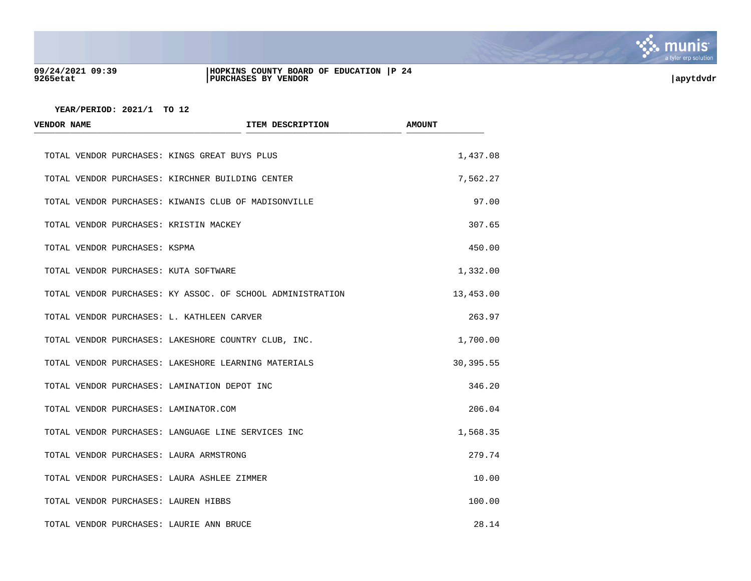YEAR/PERIOD: 2021/1 TO 12

| VENDOR NAME | ITEM DESCRIPTION | AMOUNT |
|---|---|---|
| TOTAL VENDOR PURCHASES: KINGS GREAT BUYS PLUS | | 1,437.08 |
| TOTAL VENDOR PURCHASES: KIRCHNER BUILDING CENTER | | 7,562.27 |
| TOTAL VENDOR PURCHASES: KIWANIS CLUB OF MADISONVILLE | | 97.00 |
| TOTAL VENDOR PURCHASES: KRISTIN MACKEY | | 307.65 |
| TOTAL VENDOR PURCHASES: KSPMA | | 450.00 |
| TOTAL VENDOR PURCHASES: KUTA SOFTWARE | | 1,332.00 |
| TOTAL VENDOR PURCHASES: KY ASSOC. OF SCHOOL ADMINISTRATION | | 13,453.00 |
| TOTAL VENDOR PURCHASES: L. KATHLEEN CARVER | | 263.97 |
| TOTAL VENDOR PURCHASES: LAKESHORE COUNTRY CLUB, INC. | | 1,700.00 |
| TOTAL VENDOR PURCHASES: LAKESHORE LEARNING MATERIALS | | 30,395.55 |
| TOTAL VENDOR PURCHASES: LAMINATION DEPOT INC | | 346.20 |
| TOTAL VENDOR PURCHASES: LAMINATOR.COM | | 206.04 |
| TOTAL VENDOR PURCHASES: LANGUAGE LINE SERVICES INC | | 1,568.35 |
| TOTAL VENDOR PURCHASES: LAURA ARMSTRONG | | 279.74 |
| TOTAL VENDOR PURCHASES: LAURA ASHLEE ZIMMER | | 10.00 |
| TOTAL VENDOR PURCHASES: LAUREN HIBBS | | 100.00 |
| TOTAL VENDOR PURCHASES: LAURIE ANN BRUCE | | 28.14 |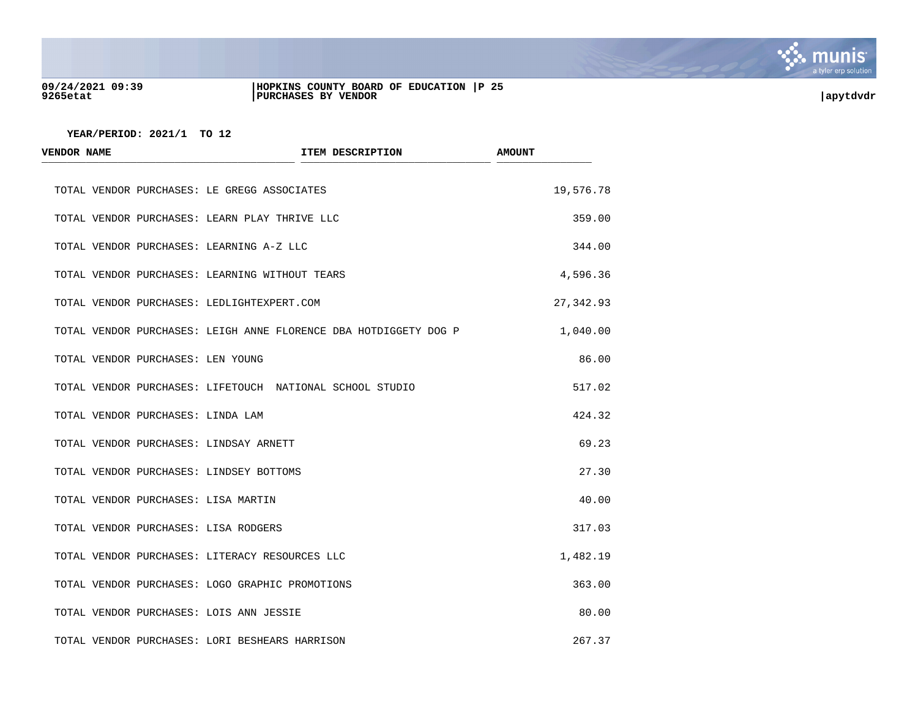YEAR/PERIOD: 2021/1 TO 12

| VENDOR NAME | ITEM DESCRIPTION | AMOUNT |
|---|---|---|
| TOTAL VENDOR PURCHASES: LE GREGG ASSOCIATES | | 19,576.78 |
| TOTAL VENDOR PURCHASES: LEARN PLAY THRIVE LLC | | 359.00 |
| TOTAL VENDOR PURCHASES: LEARNING A-Z LLC | | 344.00 |
| TOTAL VENDOR PURCHASES: LEARNING WITHOUT TEARS | | 4,596.36 |
| TOTAL VENDOR PURCHASES: LEDLIGHTEXPERT.COM | | 27,342.93 |
| TOTAL VENDOR PURCHASES: LEIGH ANNE FLORENCE DBA HOTDIGGETY DOG P | | 1,040.00 |
| TOTAL VENDOR PURCHASES: LEN YOUNG | | 86.00 |
| TOTAL VENDOR PURCHASES: LIFETOUCH NATIONAL SCHOOL STUDIO | | 517.02 |
| TOTAL VENDOR PURCHASES: LINDA LAM | | 424.32 |
| TOTAL VENDOR PURCHASES: LINDSAY ARNETT | | 69.23 |
| TOTAL VENDOR PURCHASES: LINDSEY BOTTOMS | | 27.30 |
| TOTAL VENDOR PURCHASES: LISA MARTIN | | 40.00 |
| TOTAL VENDOR PURCHASES: LISA RODGERS | | 317.03 |
| TOTAL VENDOR PURCHASES: LITERACY RESOURCES LLC | | 1,482.19 |
| TOTAL VENDOR PURCHASES: LOGO GRAPHIC PROMOTIONS | | 363.00 |
| TOTAL VENDOR PURCHASES: LOIS ANN JESSIE | | 80.00 |
| TOTAL VENDOR PURCHASES: LORI BESHEARS HARRISON | | 267.37 |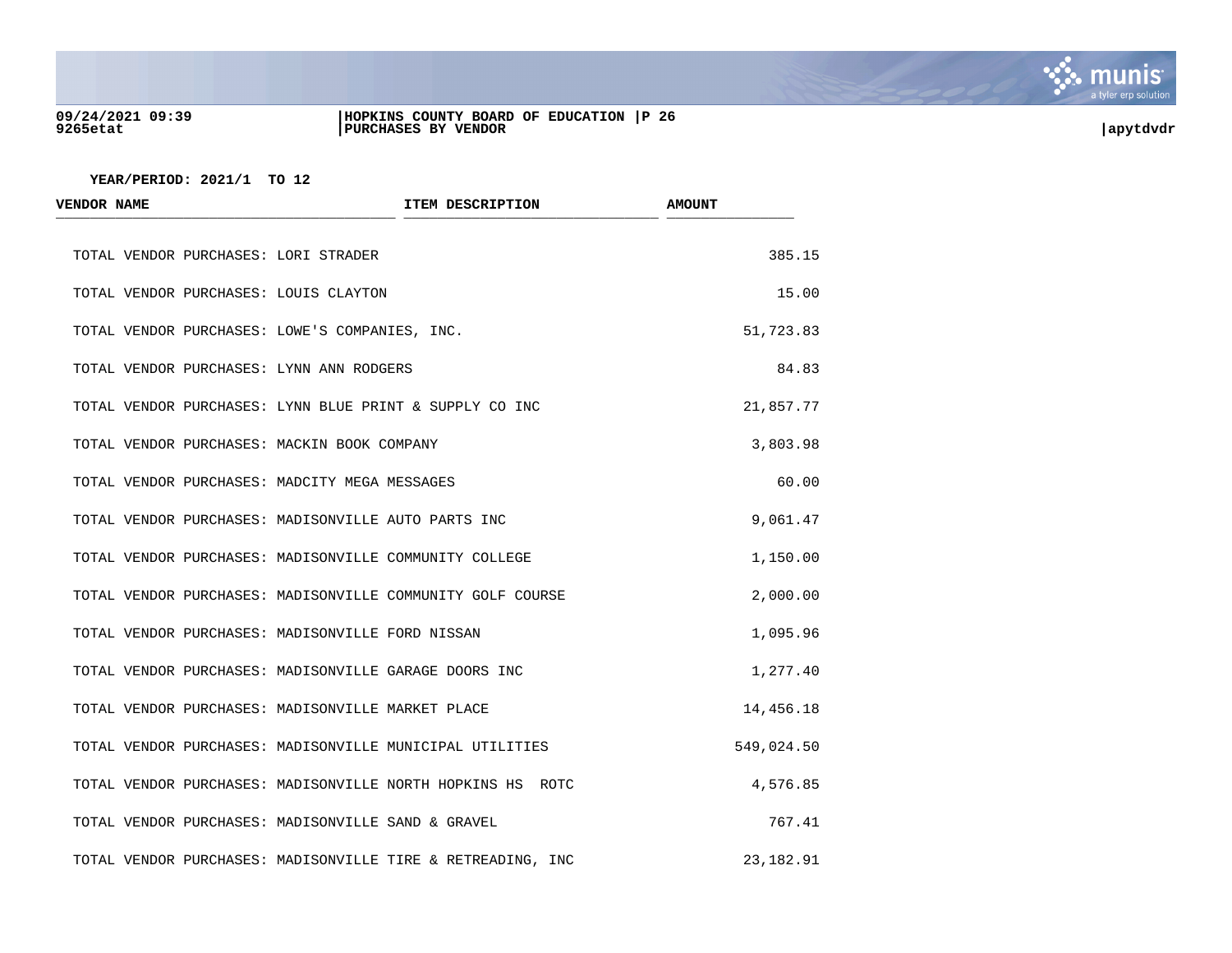YEAR/PERIOD: 2021/1 TO 12

| VENDOR NAME | ITEM DESCRIPTION | AMOUNT |
|---|---|---|
| TOTAL VENDOR PURCHASES: LORI STRADER | | 385.15 |
| TOTAL VENDOR PURCHASES: LOUIS CLAYTON | | 15.00 |
| TOTAL VENDOR PURCHASES: LOWE'S COMPANIES, INC. | | 51,723.83 |
| TOTAL VENDOR PURCHASES: LYNN ANN RODGERS | | 84.83 |
| TOTAL VENDOR PURCHASES: LYNN BLUE PRINT & SUPPLY CO INC | | 21,857.77 |
| TOTAL VENDOR PURCHASES: MACKIN BOOK COMPANY | | 3,803.98 |
| TOTAL VENDOR PURCHASES: MADCITY MEGA MESSAGES | | 60.00 |
| TOTAL VENDOR PURCHASES: MADISONVILLE AUTO PARTS INC | | 9,061.47 |
| TOTAL VENDOR PURCHASES: MADISONVILLE COMMUNITY COLLEGE | | 1,150.00 |
| TOTAL VENDOR PURCHASES: MADISONVILLE COMMUNITY GOLF COURSE | | 2,000.00 |
| TOTAL VENDOR PURCHASES: MADISONVILLE FORD NISSAN | | 1,095.96 |
| TOTAL VENDOR PURCHASES: MADISONVILLE GARAGE DOORS INC | | 1,277.40 |
| TOTAL VENDOR PURCHASES: MADISONVILLE MARKET PLACE | | 14,456.18 |
| TOTAL VENDOR PURCHASES: MADISONVILLE MUNICIPAL UTILITIES | | 549,024.50 |
| TOTAL VENDOR PURCHASES: MADISONVILLE NORTH HOPKINS HS ROTC | | 4,576.85 |
| TOTAL VENDOR PURCHASES: MADISONVILLE SAND & GRAVEL | | 767.41 |
| TOTAL VENDOR PURCHASES: MADISONVILLE TIRE & RETREADING, INC | | 23,182.91 |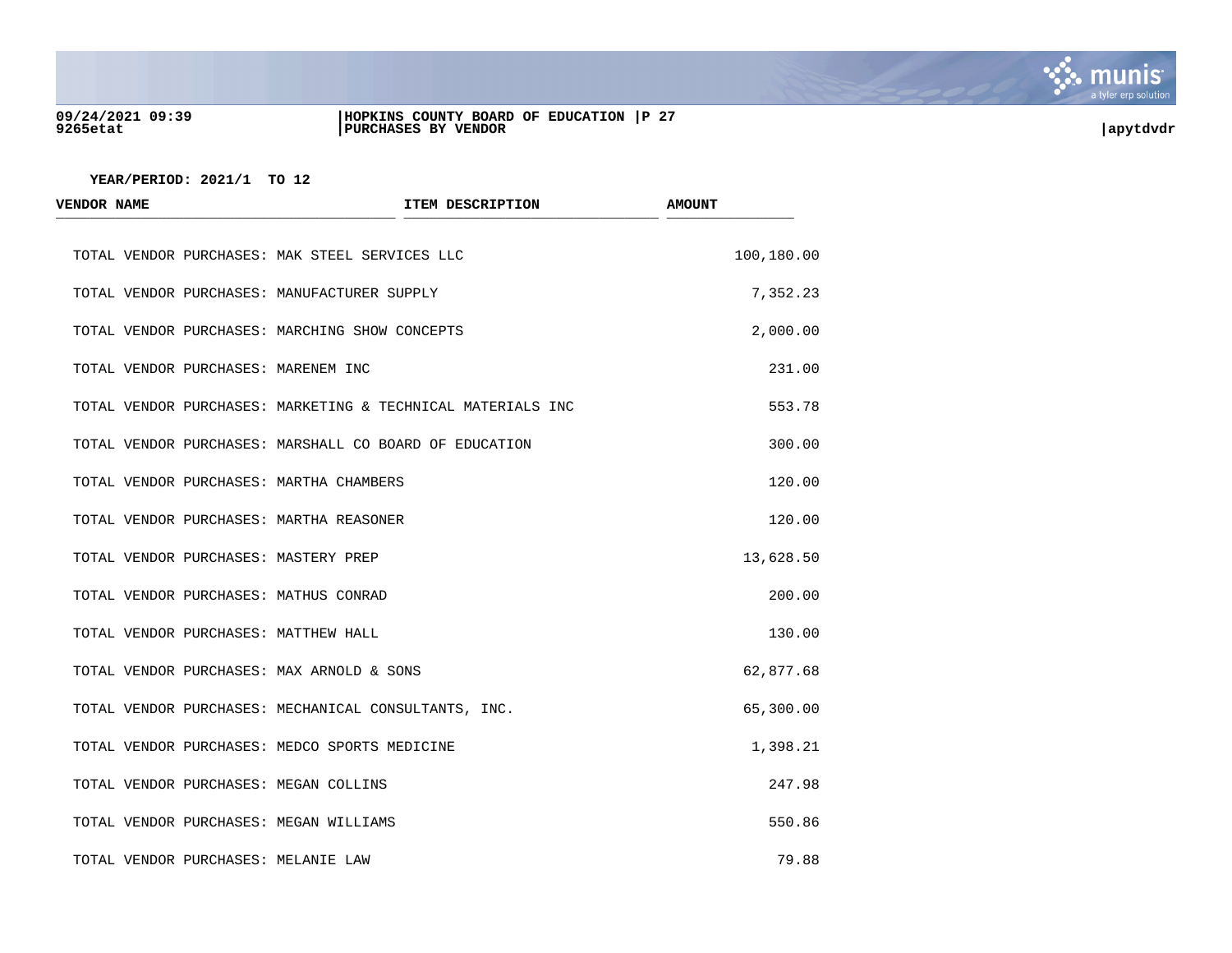YEAR/PERIOD: 2021/1 TO 12

| VENDOR NAME | ITEM DESCRIPTION | AMOUNT |
|---|---|---|
| TOTAL VENDOR PURCHASES: MAK STEEL SERVICES LLC | | 100,180.00 |
| TOTAL VENDOR PURCHASES: MANUFACTURER SUPPLY | | 7,352.23 |
| TOTAL VENDOR PURCHASES: MARCHING SHOW CONCEPTS | | 2,000.00 |
| TOTAL VENDOR PURCHASES: MARENEM INC | | 231.00 |
| TOTAL VENDOR PURCHASES: MARKETING & TECHNICAL MATERIALS INC | | 553.78 |
| TOTAL VENDOR PURCHASES: MARSHALL CO BOARD OF EDUCATION | | 300.00 |
| TOTAL VENDOR PURCHASES: MARTHA CHAMBERS | | 120.00 |
| TOTAL VENDOR PURCHASES: MARTHA REASONER | | 120.00 |
| TOTAL VENDOR PURCHASES: MASTERY PREP | | 13,628.50 |
| TOTAL VENDOR PURCHASES: MATHUS CONRAD | | 200.00 |
| TOTAL VENDOR PURCHASES: MATTHEW HALL | | 130.00 |
| TOTAL VENDOR PURCHASES: MAX ARNOLD & SONS | | 62,877.68 |
| TOTAL VENDOR PURCHASES: MECHANICAL CONSULTANTS, INC. | | 65,300.00 |
| TOTAL VENDOR PURCHASES: MEDCO SPORTS MEDICINE | | 1,398.21 |
| TOTAL VENDOR PURCHASES: MEGAN COLLINS | | 247.98 |
| TOTAL VENDOR PURCHASES: MEGAN WILLIAMS | | 550.86 |
| TOTAL VENDOR PURCHASES: MELANIE LAW | | 79.88 |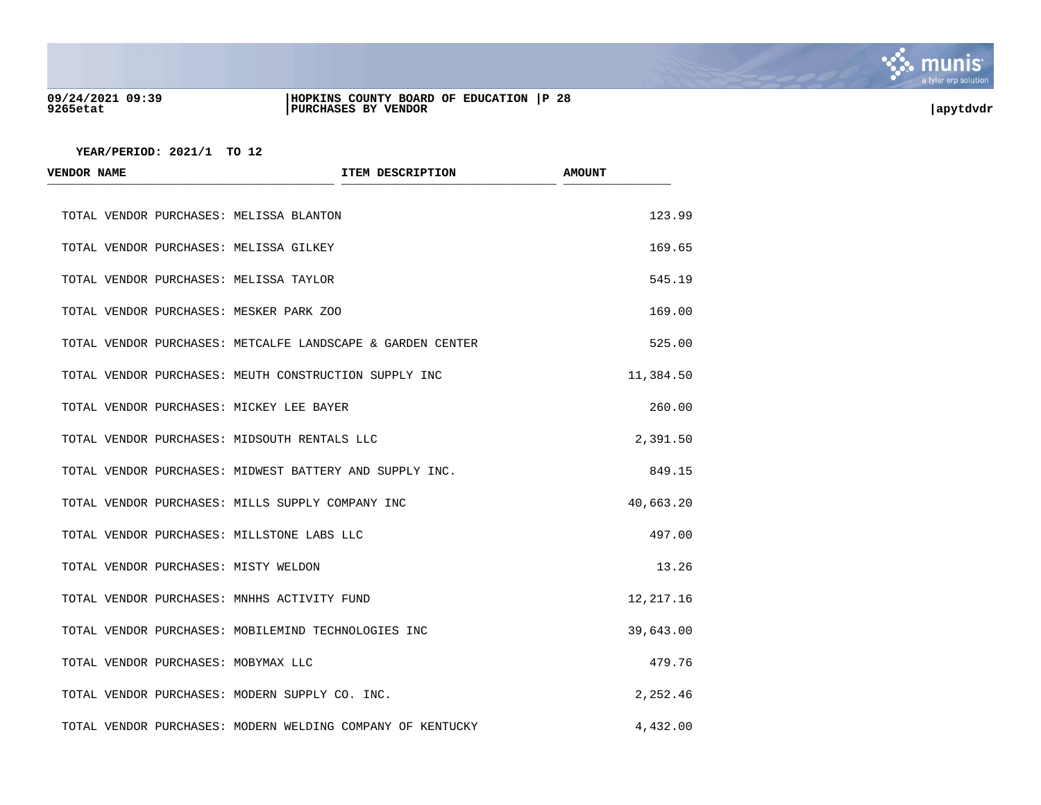YEAR/PERIOD: 2021/1 TO 12

| VENDOR NAME | ITEM DESCRIPTION | AMOUNT |
|---|---|---|
| TOTAL VENDOR PURCHASES: MELISSA BLANTON | | 123.99 |
| TOTAL VENDOR PURCHASES: MELISSA GILKEY | | 169.65 |
| TOTAL VENDOR PURCHASES: MELISSA TAYLOR | | 545.19 |
| TOTAL VENDOR PURCHASES: MESKER PARK ZOO | | 169.00 |
| TOTAL VENDOR PURCHASES: METCALFE LANDSCAPE & GARDEN CENTER | | 525.00 |
| TOTAL VENDOR PURCHASES: MEUTH CONSTRUCTION SUPPLY INC | | 11,384.50 |
| TOTAL VENDOR PURCHASES: MICKEY LEE BAYER | | 260.00 |
| TOTAL VENDOR PURCHASES: MIDSOUTH RENTALS LLC | | 2,391.50 |
| TOTAL VENDOR PURCHASES: MIDWEST BATTERY AND SUPPLY INC. | | 849.15 |
| TOTAL VENDOR PURCHASES: MILLS SUPPLY COMPANY INC | | 40,663.20 |
| TOTAL VENDOR PURCHASES: MILLSTONE LABS LLC | | 497.00 |
| TOTAL VENDOR PURCHASES: MISTY WELDON | | 13.26 |
| TOTAL VENDOR PURCHASES: MNHHS ACTIVITY FUND | | 12,217.16 |
| TOTAL VENDOR PURCHASES: MOBILEMIND TECHNOLOGIES INC | | 39,643.00 |
| TOTAL VENDOR PURCHASES: MOBYMAX LLC | | 479.76 |
| TOTAL VENDOR PURCHASES: MODERN SUPPLY CO. INC. | | 2,252.46 |
| TOTAL VENDOR PURCHASES: MODERN WELDING COMPANY OF KENTUCKY | | 4,432.00 |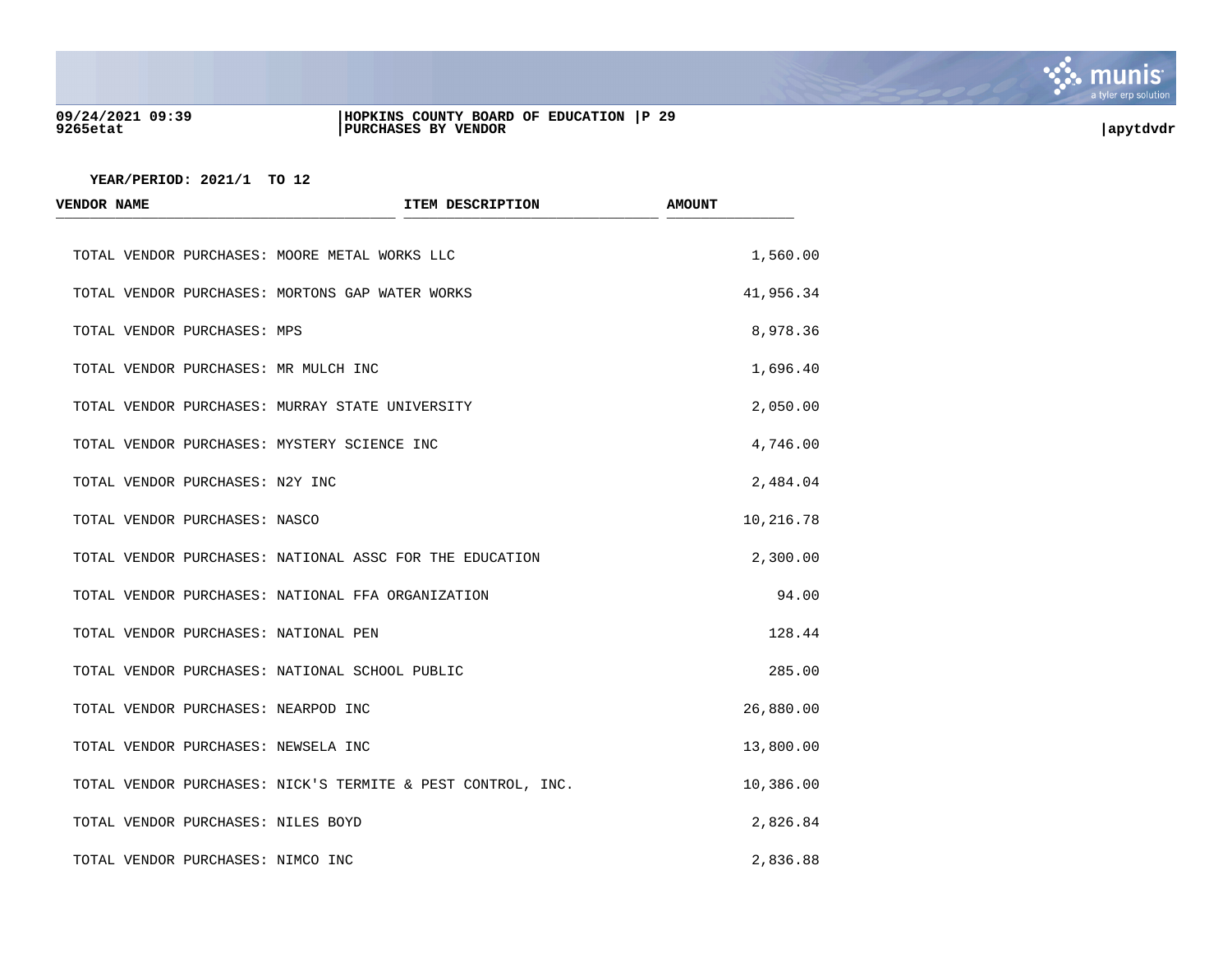YEAR/PERIOD: 2021/1 TO 12

| VENDOR NAME | ITEM DESCRIPTION | AMOUNT |
|---|---|---|
| TOTAL VENDOR PURCHASES: MOORE METAL WORKS LLC | | 1,560.00 |
| TOTAL VENDOR PURCHASES: MORTONS GAP WATER WORKS | | 41,956.34 |
| TOTAL VENDOR PURCHASES: MPS | | 8,978.36 |
| TOTAL VENDOR PURCHASES: MR MULCH INC | | 1,696.40 |
| TOTAL VENDOR PURCHASES: MURRAY STATE UNIVERSITY | | 2,050.00 |
| TOTAL VENDOR PURCHASES: MYSTERY SCIENCE INC | | 4,746.00 |
| TOTAL VENDOR PURCHASES: N2Y INC | | 2,484.04 |
| TOTAL VENDOR PURCHASES: NASCO | | 10,216.78 |
| TOTAL VENDOR PURCHASES: NATIONAL ASSC FOR THE EDUCATION | | 2,300.00 |
| TOTAL VENDOR PURCHASES: NATIONAL FFA ORGANIZATION | | 94.00 |
| TOTAL VENDOR PURCHASES: NATIONAL PEN | | 128.44 |
| TOTAL VENDOR PURCHASES: NATIONAL SCHOOL PUBLIC | | 285.00 |
| TOTAL VENDOR PURCHASES: NEARPOD INC | | 26,880.00 |
| TOTAL VENDOR PURCHASES: NEWSELA INC | | 13,800.00 |
| TOTAL VENDOR PURCHASES: NICK'S TERMITE & PEST CONTROL, INC. | | 10,386.00 |
| TOTAL VENDOR PURCHASES: NILES BOYD | | 2,826.84 |
| TOTAL VENDOR PURCHASES: NIMCO INC | | 2,836.88 |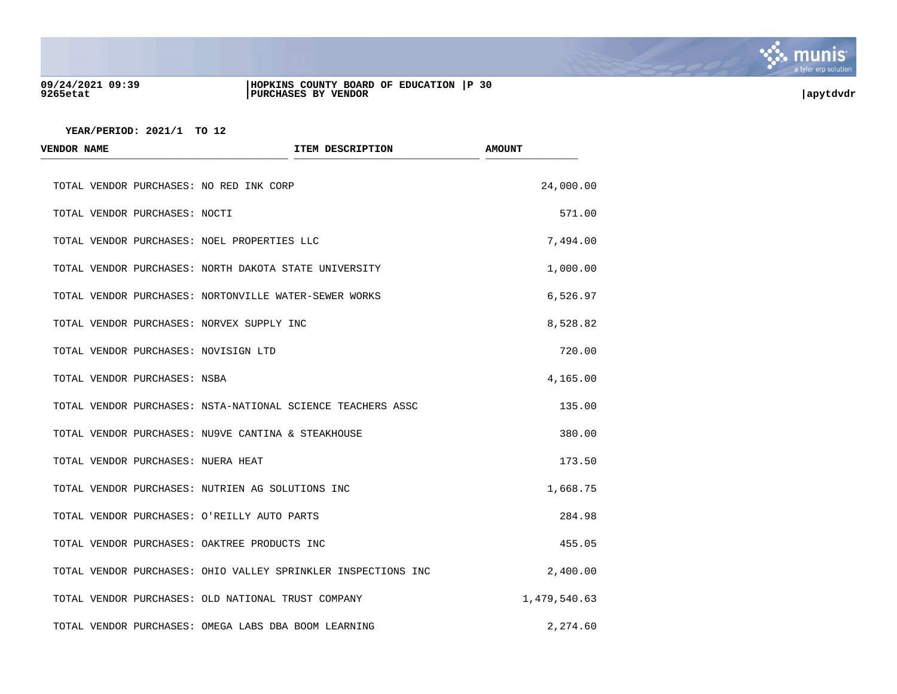YEAR/PERIOD: 2021/1 TO 12

| VENDOR NAME | ITEM DESCRIPTION | AMOUNT |
|---|---|---|
| TOTAL VENDOR PURCHASES: NO RED INK CORP | | 24,000.00 |
| TOTAL VENDOR PURCHASES: NOCTI | | 571.00 |
| TOTAL VENDOR PURCHASES: NOEL PROPERTIES LLC | | 7,494.00 |
| TOTAL VENDOR PURCHASES: NORTH DAKOTA STATE UNIVERSITY | | 1,000.00 |
| TOTAL VENDOR PURCHASES: NORTONVILLE WATER-SEWER WORKS | | 6,526.97 |
| TOTAL VENDOR PURCHASES: NORVEX SUPPLY INC | | 8,528.82 |
| TOTAL VENDOR PURCHASES: NOVISIGN LTD | | 720.00 |
| TOTAL VENDOR PURCHASES: NSBA | | 4,165.00 |
| TOTAL VENDOR PURCHASES: NSTA-NATIONAL SCIENCE TEACHERS ASSC | | 135.00 |
| TOTAL VENDOR PURCHASES: NU9VE CANTINA & STEAKHOUSE | | 380.00 |
| TOTAL VENDOR PURCHASES: NUERA HEAT | | 173.50 |
| TOTAL VENDOR PURCHASES: NUTRIEN AG SOLUTIONS INC | | 1,668.75 |
| TOTAL VENDOR PURCHASES: O'REILLY AUTO PARTS | | 284.98 |
| TOTAL VENDOR PURCHASES: OAKTREE PRODUCTS INC | | 455.05 |
| TOTAL VENDOR PURCHASES: OHIO VALLEY SPRINKLER INSPECTIONS INC | | 2,400.00 |
| TOTAL VENDOR PURCHASES: OLD NATIONAL TRUST COMPANY | | 1,479,540.63 |
| TOTAL VENDOR PURCHASES: OMEGA LABS DBA BOOM LEARNING | | 2,274.60 |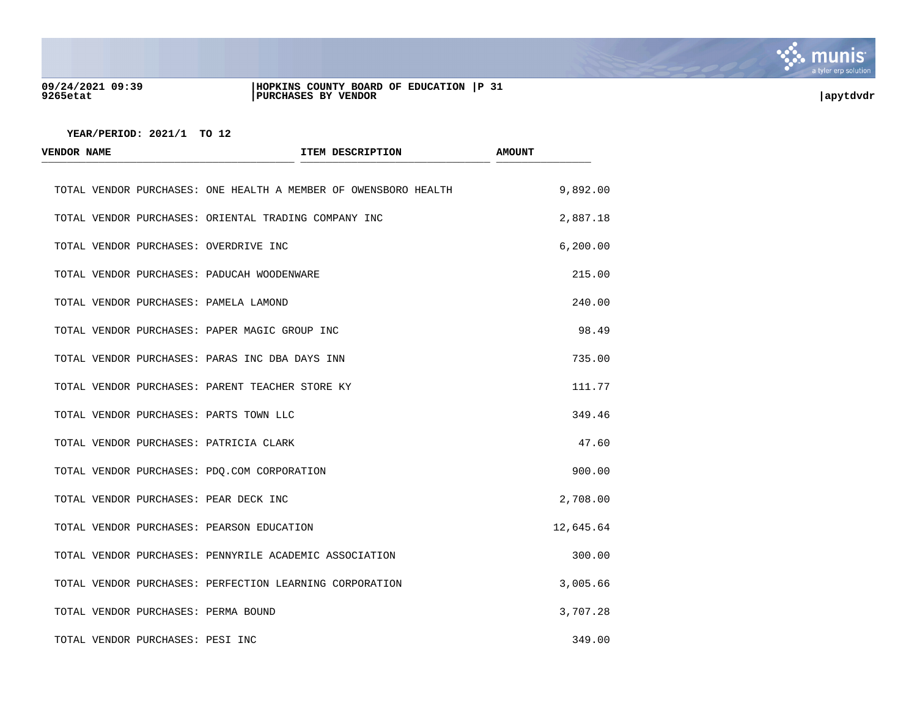YEAR/PERIOD: 2021/1 TO 12

| VENDOR NAME | ITEM DESCRIPTION | AMOUNT |
|---|---|---|
| TOTAL VENDOR PURCHASES: ONE HEALTH A MEMBER OF OWENSBORO HEALTH | | 9,892.00 |
| TOTAL VENDOR PURCHASES: ORIENTAL TRADING COMPANY INC | | 2,887.18 |
| TOTAL VENDOR PURCHASES: OVERDRIVE INC | | 6,200.00 |
| TOTAL VENDOR PURCHASES: PADUCAH WOODENWARE | | 215.00 |
| TOTAL VENDOR PURCHASES: PAMELA LAMOND | | 240.00 |
| TOTAL VENDOR PURCHASES: PAPER MAGIC GROUP INC | | 98.49 |
| TOTAL VENDOR PURCHASES: PARAS INC DBA DAYS INN | | 735.00 |
| TOTAL VENDOR PURCHASES: PARENT TEACHER STORE KY | | 111.77 |
| TOTAL VENDOR PURCHASES: PARTS TOWN LLC | | 349.46 |
| TOTAL VENDOR PURCHASES: PATRICIA CLARK | | 47.60 |
| TOTAL VENDOR PURCHASES: PDQ.COM CORPORATION | | 900.00 |
| TOTAL VENDOR PURCHASES: PEAR DECK INC | | 2,708.00 |
| TOTAL VENDOR PURCHASES: PEARSON EDUCATION | | 12,645.64 |
| TOTAL VENDOR PURCHASES: PENNYRILE ACADEMIC ASSOCIATION | | 300.00 |
| TOTAL VENDOR PURCHASES: PERFECTION LEARNING CORPORATION | | 3,005.66 |
| TOTAL VENDOR PURCHASES: PERMA BOUND | | 3,707.28 |
| TOTAL VENDOR PURCHASES: PESI INC | | 349.00 |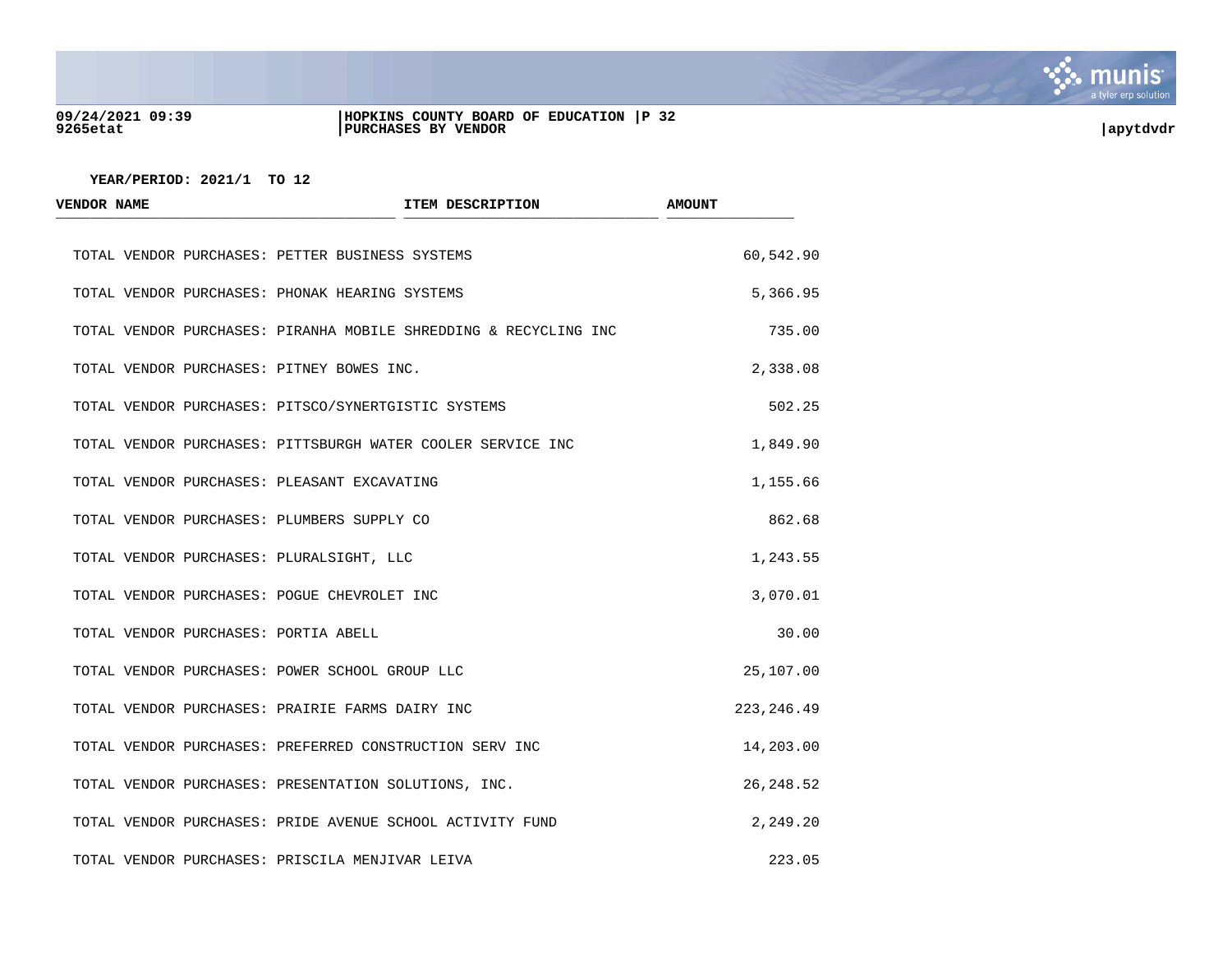YEAR/PERIOD: 2021/1 TO 12

| VENDOR NAME | ITEM DESCRIPTION | AMOUNT |
|---|---|---|
| TOTAL VENDOR PURCHASES: PETTER BUSINESS SYSTEMS | | 60,542.90 |
| TOTAL VENDOR PURCHASES: PHONAK HEARING SYSTEMS | | 5,366.95 |
| TOTAL VENDOR PURCHASES: PIRANHA MOBILE SHREDDING & RECYCLING INC | | 735.00 |
| TOTAL VENDOR PURCHASES: PITNEY BOWES INC. | | 2,338.08 |
| TOTAL VENDOR PURCHASES: PITSCO/SYNERTGISTIC SYSTEMS | | 502.25 |
| TOTAL VENDOR PURCHASES: PITTSBURGH WATER COOLER SERVICE INC | | 1,849.90 |
| TOTAL VENDOR PURCHASES: PLEASANT EXCAVATING | | 1,155.66 |
| TOTAL VENDOR PURCHASES: PLUMBERS SUPPLY CO | | 862.68 |
| TOTAL VENDOR PURCHASES: PLURALSIGHT, LLC | | 1,243.55 |
| TOTAL VENDOR PURCHASES: POGUE CHEVROLET INC | | 3,070.01 |
| TOTAL VENDOR PURCHASES: PORTIA ABELL | | 30.00 |
| TOTAL VENDOR PURCHASES: POWER SCHOOL GROUP LLC | | 25,107.00 |
| TOTAL VENDOR PURCHASES: PRAIRIE FARMS DAIRY INC | | 223,246.49 |
| TOTAL VENDOR PURCHASES: PREFERRED CONSTRUCTION SERV INC | | 14,203.00 |
| TOTAL VENDOR PURCHASES: PRESENTATION SOLUTIONS, INC. | | 26,248.52 |
| TOTAL VENDOR PURCHASES: PRIDE AVENUE SCHOOL ACTIVITY FUND | | 2,249.20 |
| TOTAL VENDOR PURCHASES: PRISCILA MENJIVAR LEIVA | | 223.05 |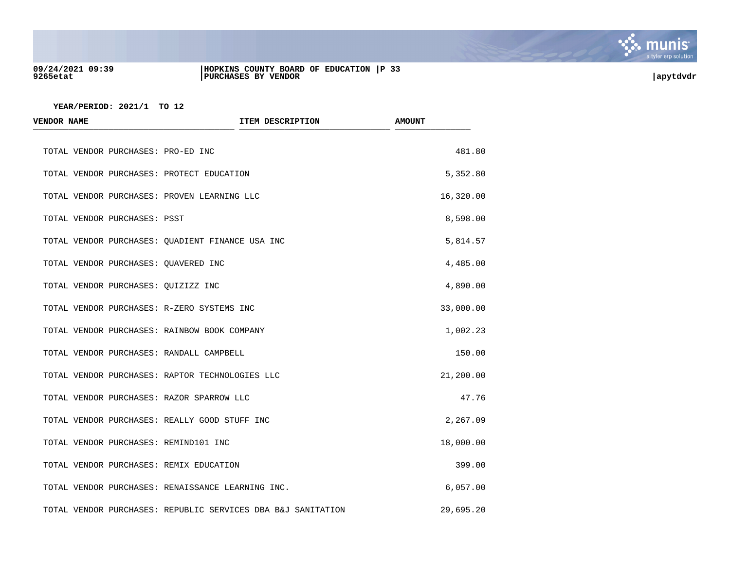YEAR/PERIOD: 2021/1 TO 12

| VENDOR NAME | ITEM DESCRIPTION | AMOUNT |
| --- | --- | --- |
| TOTAL VENDOR PURCHASES: PRO-ED INC | | 481.80 |
| TOTAL VENDOR PURCHASES: PROTECT EDUCATION | | 5,352.80 |
| TOTAL VENDOR PURCHASES: PROVEN LEARNING LLC | | 16,320.00 |
| TOTAL VENDOR PURCHASES: PSST | | 8,598.00 |
| TOTAL VENDOR PURCHASES: QUADIENT FINANCE USA INC | | 5,814.57 |
| TOTAL VENDOR PURCHASES: QUAVERED INC | | 4,485.00 |
| TOTAL VENDOR PURCHASES: QUIZIZZ INC | | 4,890.00 |
| TOTAL VENDOR PURCHASES: R-ZERO SYSTEMS INC | | 33,000.00 |
| TOTAL VENDOR PURCHASES: RAINBOW BOOK COMPANY | | 1,002.23 |
| TOTAL VENDOR PURCHASES: RANDALL CAMPBELL | | 150.00 |
| TOTAL VENDOR PURCHASES: RAPTOR TECHNOLOGIES LLC | | 21,200.00 |
| TOTAL VENDOR PURCHASES: RAZOR SPARROW LLC | | 47.76 |
| TOTAL VENDOR PURCHASES: REALLY GOOD STUFF INC | | 2,267.09 |
| TOTAL VENDOR PURCHASES: REMIND101 INC | | 18,000.00 |
| TOTAL VENDOR PURCHASES: REMIX EDUCATION | | 399.00 |
| TOTAL VENDOR PURCHASES: RENAISSANCE LEARNING INC. | | 6,057.00 |
| TOTAL VENDOR PURCHASES: REPUBLIC SERVICES DBA B&J SANITATION | | 29,695.20 |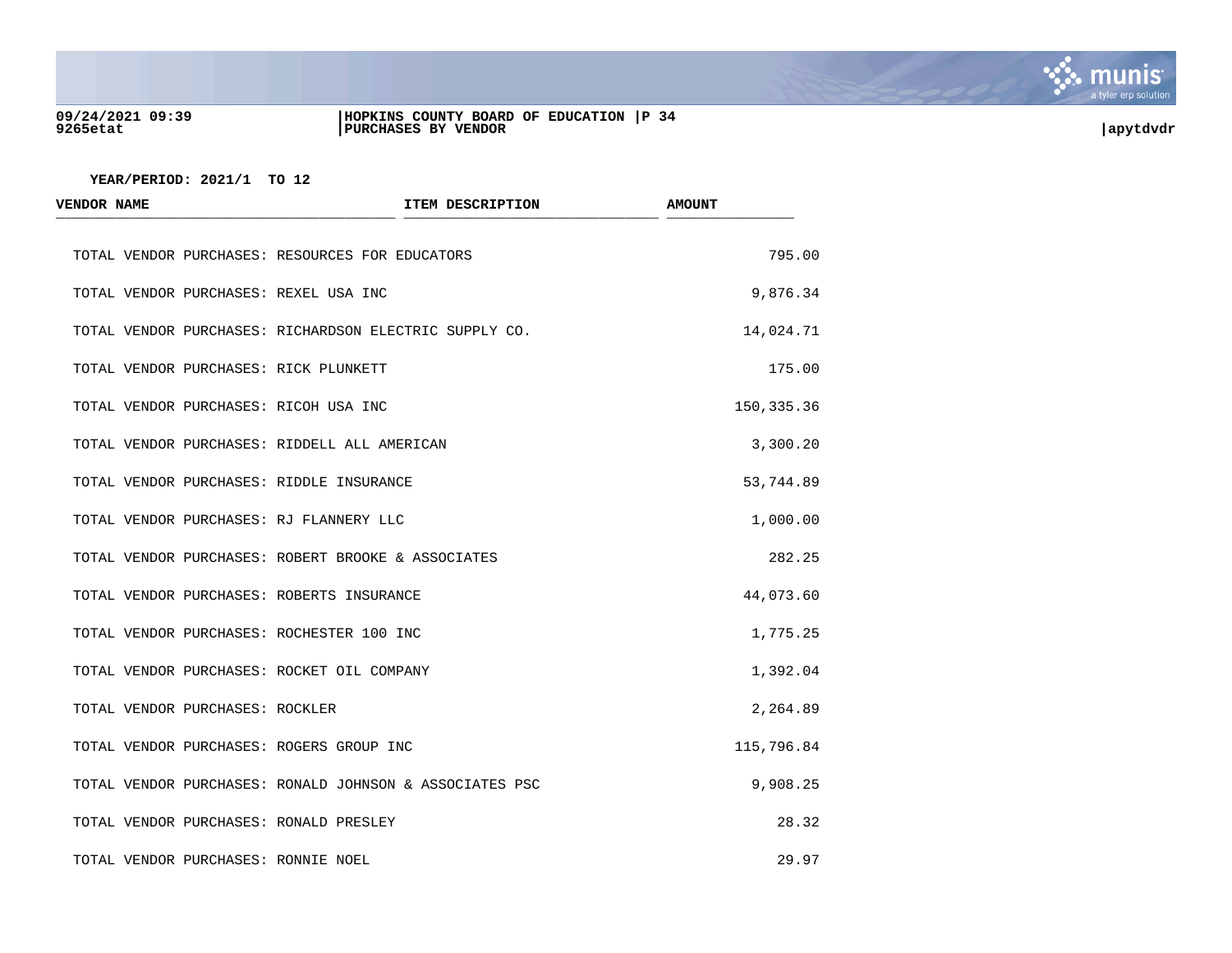YEAR/PERIOD: 2021/1 TO 12

| VENDOR NAME | ITEM DESCRIPTION | AMOUNT |
|---|---|---|
| TOTAL VENDOR PURCHASES: RESOURCES FOR EDUCATORS | | 795.00 |
| TOTAL VENDOR PURCHASES: REXEL USA INC | | 9,876.34 |
| TOTAL VENDOR PURCHASES: RICHARDSON ELECTRIC SUPPLY CO. | | 14,024.71 |
| TOTAL VENDOR PURCHASES: RICK PLUNKETT | | 175.00 |
| TOTAL VENDOR PURCHASES: RICOH USA INC | | 150,335.36 |
| TOTAL VENDOR PURCHASES: RIDDELL ALL AMERICAN | | 3,300.20 |
| TOTAL VENDOR PURCHASES: RIDDLE INSURANCE | | 53,744.89 |
| TOTAL VENDOR PURCHASES: RJ FLANNERY LLC | | 1,000.00 |
| TOTAL VENDOR PURCHASES: ROBERT BROOKE & ASSOCIATES | | 282.25 |
| TOTAL VENDOR PURCHASES: ROBERTS INSURANCE | | 44,073.60 |
| TOTAL VENDOR PURCHASES: ROCHESTER 100 INC | | 1,775.25 |
| TOTAL VENDOR PURCHASES: ROCKET OIL COMPANY | | 1,392.04 |
| TOTAL VENDOR PURCHASES: ROCKLER | | 2,264.89 |
| TOTAL VENDOR PURCHASES: ROGERS GROUP INC | | 115,796.84 |
| TOTAL VENDOR PURCHASES: RONALD JOHNSON & ASSOCIATES PSC | | 9,908.25 |
| TOTAL VENDOR PURCHASES: RONALD PRESLEY | | 28.32 |
| TOTAL VENDOR PURCHASES: RONNIE NOEL | | 29.97 |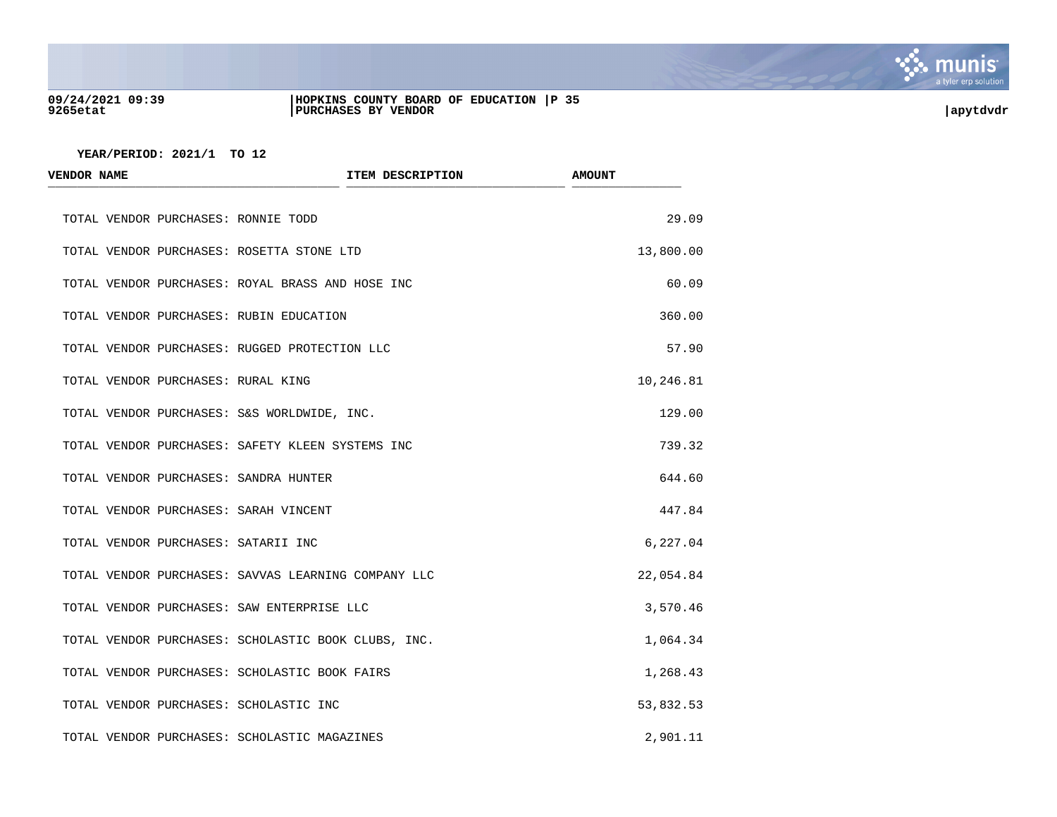YEAR/PERIOD: 2021/1 TO 12

| VENDOR NAME | ITEM DESCRIPTION | AMOUNT |
|---|---|---|
| TOTAL VENDOR PURCHASES: RONNIE TODD | | 29.09 |
| TOTAL VENDOR PURCHASES: ROSETTA STONE LTD | | 13,800.00 |
| TOTAL VENDOR PURCHASES: ROYAL BRASS AND HOSE INC | | 60.09 |
| TOTAL VENDOR PURCHASES: RUBIN EDUCATION | | 360.00 |
| TOTAL VENDOR PURCHASES: RUGGED PROTECTION LLC | | 57.90 |
| TOTAL VENDOR PURCHASES: RURAL KING | | 10,246.81 |
| TOTAL VENDOR PURCHASES: S&S WORLDWIDE, INC. | | 129.00 |
| TOTAL VENDOR PURCHASES: SAFETY KLEEN SYSTEMS INC | | 739.32 |
| TOTAL VENDOR PURCHASES: SANDRA HUNTER | | 644.60 |
| TOTAL VENDOR PURCHASES: SARAH VINCENT | | 447.84 |
| TOTAL VENDOR PURCHASES: SATARII INC | | 6,227.04 |
| TOTAL VENDOR PURCHASES: SAVVAS LEARNING COMPANY LLC | | 22,054.84 |
| TOTAL VENDOR PURCHASES: SAW ENTERPRISE LLC | | 3,570.46 |
| TOTAL VENDOR PURCHASES: SCHOLASTIC BOOK CLUBS, INC. | | 1,064.34 |
| TOTAL VENDOR PURCHASES: SCHOLASTIC BOOK FAIRS | | 1,268.43 |
| TOTAL VENDOR PURCHASES: SCHOLASTIC INC | | 53,832.53 |
| TOTAL VENDOR PURCHASES: SCHOLASTIC MAGAZINES | | 2,901.11 |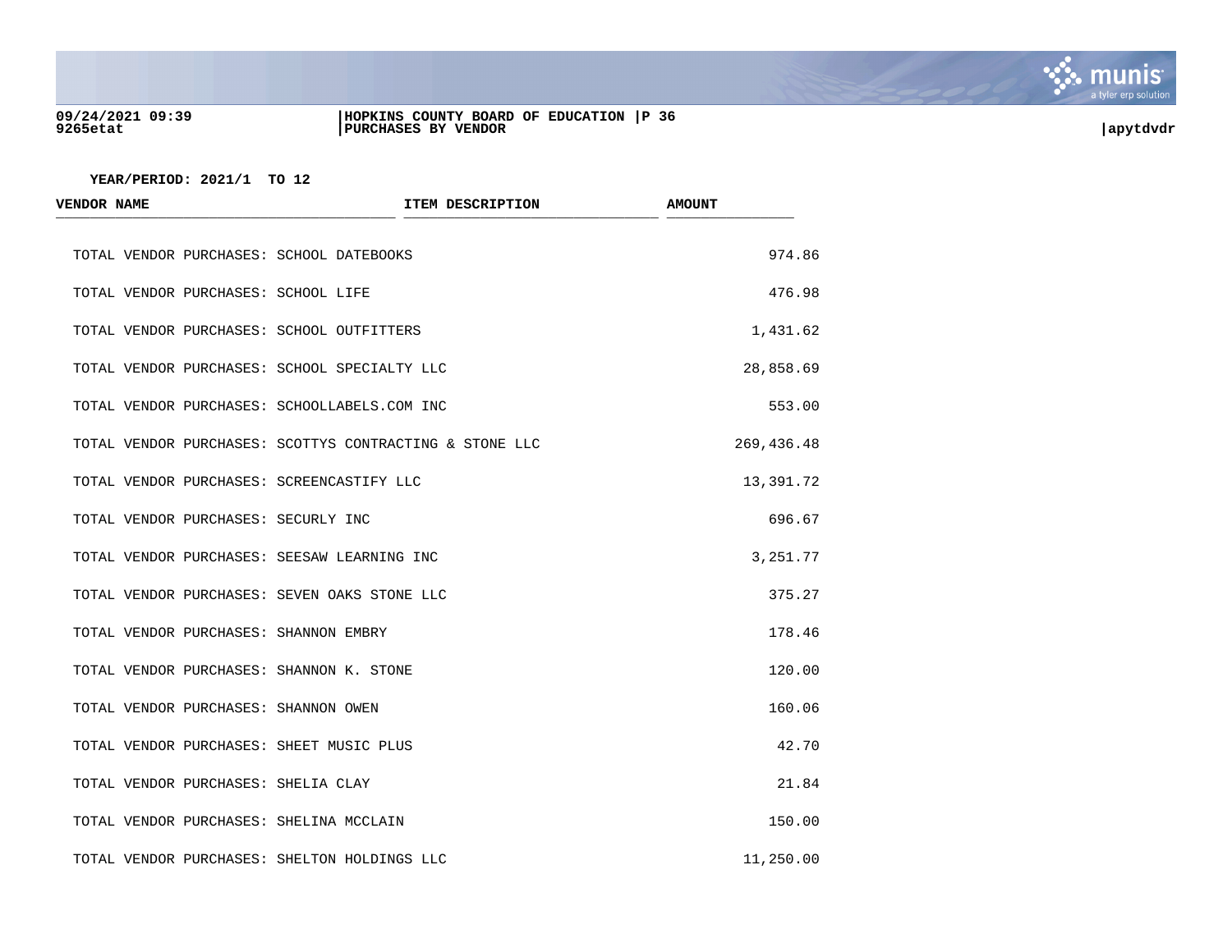YEAR/PERIOD: 2021/1 TO 12

| VENDOR NAME | ITEM DESCRIPTION | AMOUNT |
|---|---|---|
| TOTAL VENDOR PURCHASES: SCHOOL DATEBOOKS | | 974.86 |
| TOTAL VENDOR PURCHASES: SCHOOL LIFE | | 476.98 |
| TOTAL VENDOR PURCHASES: SCHOOL OUTFITTERS | | 1,431.62 |
| TOTAL VENDOR PURCHASES: SCHOOL SPECIALTY LLC | | 28,858.69 |
| TOTAL VENDOR PURCHASES: SCHOOLLABELS.COM INC | | 553.00 |
| TOTAL VENDOR PURCHASES: SCOTTYS CONTRACTING & STONE LLC | | 269,436.48 |
| TOTAL VENDOR PURCHASES: SCREENCASTIFY LLC | | 13,391.72 |
| TOTAL VENDOR PURCHASES: SECURLY INC | | 696.67 |
| TOTAL VENDOR PURCHASES: SEESAW LEARNING INC | | 3,251.77 |
| TOTAL VENDOR PURCHASES: SEVEN OAKS STONE LLC | | 375.27 |
| TOTAL VENDOR PURCHASES: SHANNON EMBRY | | 178.46 |
| TOTAL VENDOR PURCHASES: SHANNON K. STONE | | 120.00 |
| TOTAL VENDOR PURCHASES: SHANNON OWEN | | 160.06 |
| TOTAL VENDOR PURCHASES: SHEET MUSIC PLUS | | 42.70 |
| TOTAL VENDOR PURCHASES: SHELIA CLAY | | 21.84 |
| TOTAL VENDOR PURCHASES: SHELINA MCCLAIN | | 150.00 |
| TOTAL VENDOR PURCHASES: SHELTON HOLDINGS LLC | | 11,250.00 |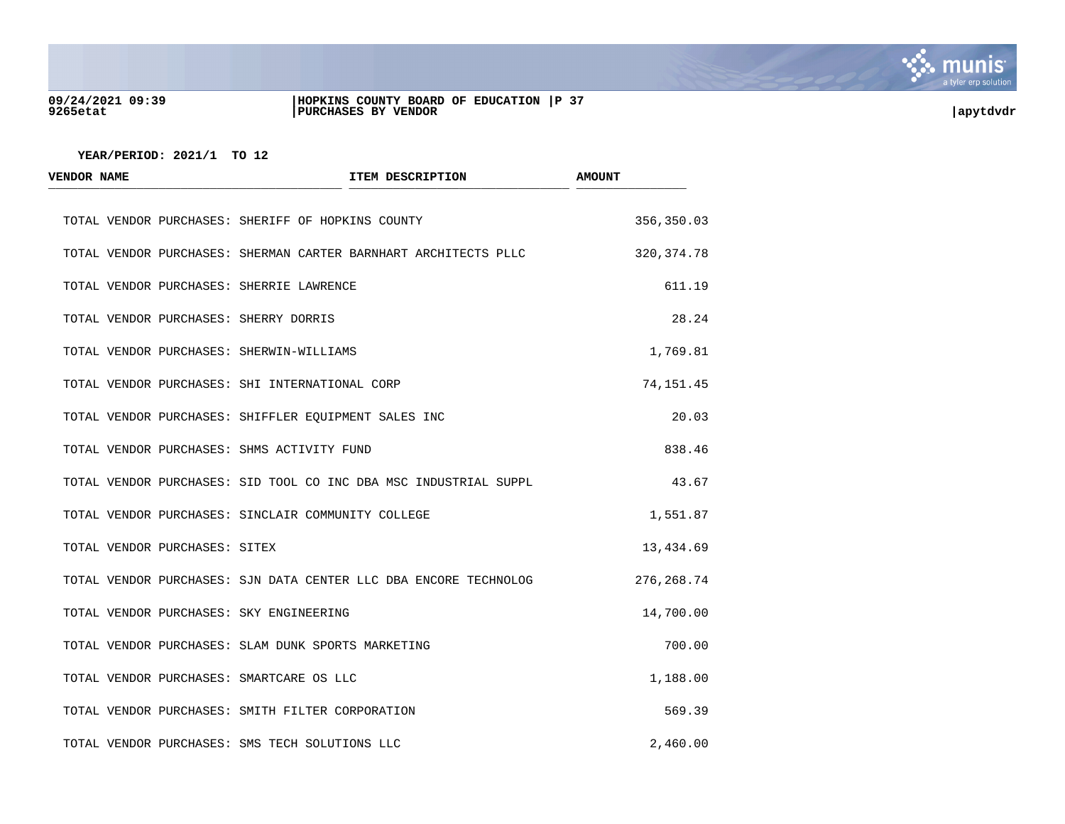YEAR/PERIOD: 2021/1 TO 12

| VENDOR NAME | ITEM DESCRIPTION | AMOUNT |
|---|---|---|
| TOTAL VENDOR PURCHASES: SHERIFF OF HOPKINS COUNTY | | 356,350.03 |
| TOTAL VENDOR PURCHASES: SHERMAN CARTER BARNHART ARCHITECTS PLLC | | 320,374.78 |
| TOTAL VENDOR PURCHASES: SHERRIE LAWRENCE | | 611.19 |
| TOTAL VENDOR PURCHASES: SHERRY DORRIS | | 28.24 |
| TOTAL VENDOR PURCHASES: SHERWIN-WILLIAMS | | 1,769.81 |
| TOTAL VENDOR PURCHASES: SHI INTERNATIONAL CORP | | 74,151.45 |
| TOTAL VENDOR PURCHASES: SHIFFLER EQUIPMENT SALES INC | | 20.03 |
| TOTAL VENDOR PURCHASES: SHMS ACTIVITY FUND | | 838.46 |
| TOTAL VENDOR PURCHASES: SID TOOL CO INC DBA MSC INDUSTRIAL SUPPL | | 43.67 |
| TOTAL VENDOR PURCHASES: SINCLAIR COMMUNITY COLLEGE | | 1,551.87 |
| TOTAL VENDOR PURCHASES: SITEX | | 13,434.69 |
| TOTAL VENDOR PURCHASES: SJN DATA CENTER LLC DBA ENCORE TECHNOLOG | | 276,268.74 |
| TOTAL VENDOR PURCHASES: SKY ENGINEERING | | 14,700.00 |
| TOTAL VENDOR PURCHASES: SLAM DUNK SPORTS MARKETING | | 700.00 |
| TOTAL VENDOR PURCHASES: SMARTCARE OS LLC | | 1,188.00 |
| TOTAL VENDOR PURCHASES: SMITH FILTER CORPORATION | | 569.39 |
| TOTAL VENDOR PURCHASES: SMS TECH SOLUTIONS LLC | | 2,460.00 |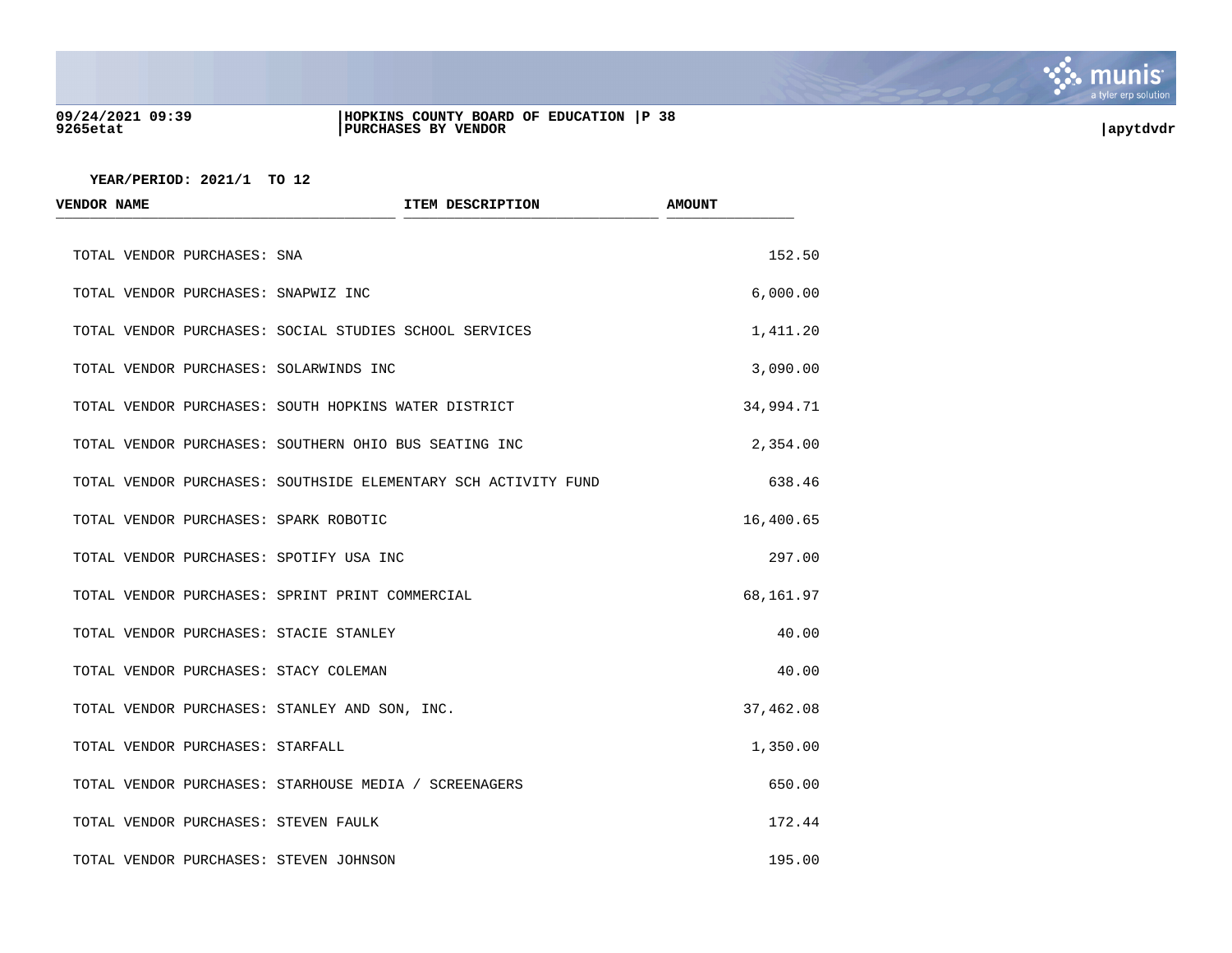YEAR/PERIOD: 2021/1 TO 12

| VENDOR NAME | ITEM DESCRIPTION | AMOUNT |
|---|---|---|
| TOTAL VENDOR PURCHASES: SNA | | 152.50 |
| TOTAL VENDOR PURCHASES: SNAPWIZ INC | | 6,000.00 |
| TOTAL VENDOR PURCHASES: SOCIAL STUDIES SCHOOL SERVICES | | 1,411.20 |
| TOTAL VENDOR PURCHASES: SOLARWINDS INC | | 3,090.00 |
| TOTAL VENDOR PURCHASES: SOUTH HOPKINS WATER DISTRICT | | 34,994.71 |
| TOTAL VENDOR PURCHASES: SOUTHERN OHIO BUS SEATING INC | | 2,354.00 |
| TOTAL VENDOR PURCHASES: SOUTHSIDE ELEMENTARY SCH ACTIVITY FUND | | 638.46 |
| TOTAL VENDOR PURCHASES: SPARK ROBOTIC | | 16,400.65 |
| TOTAL VENDOR PURCHASES: SPOTIFY USA INC | | 297.00 |
| TOTAL VENDOR PURCHASES: SPRINT PRINT COMMERCIAL | | 68,161.97 |
| TOTAL VENDOR PURCHASES: STACIE STANLEY | | 40.00 |
| TOTAL VENDOR PURCHASES: STACY COLEMAN | | 40.00 |
| TOTAL VENDOR PURCHASES: STANLEY AND SON, INC. | | 37,462.08 |
| TOTAL VENDOR PURCHASES: STARFALL | | 1,350.00 |
| TOTAL VENDOR PURCHASES: STARHOUSE MEDIA / SCREENAGERS | | 650.00 |
| TOTAL VENDOR PURCHASES: STEVEN FAULK | | 172.44 |
| TOTAL VENDOR PURCHASES: STEVEN JOHNSON | | 195.00 |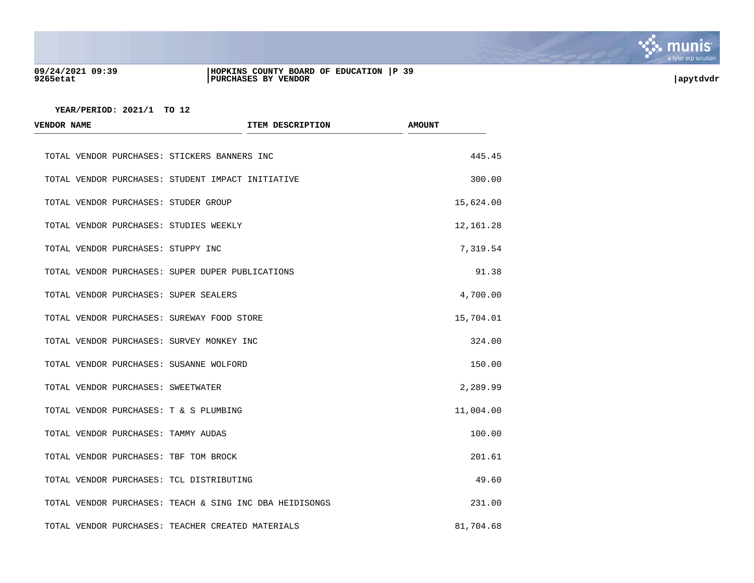YEAR/PERIOD: 2021/1 TO 12

| VENDOR NAME | ITEM DESCRIPTION | AMOUNT |
|---|---|---|
| TOTAL VENDOR PURCHASES: STICKERS BANNERS INC | | 445.45 |
| TOTAL VENDOR PURCHASES: STUDENT IMPACT INITIATIVE | | 300.00 |
| TOTAL VENDOR PURCHASES: STUDER GROUP | | 15,624.00 |
| TOTAL VENDOR PURCHASES: STUDIES WEEKLY | | 12,161.28 |
| TOTAL VENDOR PURCHASES: STUPPY INC | | 7,319.54 |
| TOTAL VENDOR PURCHASES: SUPER DUPER PUBLICATIONS | | 91.38 |
| TOTAL VENDOR PURCHASES: SUPER SEALERS | | 4,700.00 |
| TOTAL VENDOR PURCHASES: SUREWAY FOOD STORE | | 15,704.01 |
| TOTAL VENDOR PURCHASES: SURVEY MONKEY INC | | 324.00 |
| TOTAL VENDOR PURCHASES: SUSANNE WOLFORD | | 150.00 |
| TOTAL VENDOR PURCHASES: SWEETWATER | | 2,289.99 |
| TOTAL VENDOR PURCHASES: T & S PLUMBING | | 11,004.00 |
| TOTAL VENDOR PURCHASES: TAMMY AUDAS | | 100.00 |
| TOTAL VENDOR PURCHASES: TBF TOM BROCK | | 201.61 |
| TOTAL VENDOR PURCHASES: TCL DISTRIBUTING | | 49.60 |
| TOTAL VENDOR PURCHASES: TEACH & SING INC DBA HEIDISONGS | | 231.00 |
| TOTAL VENDOR PURCHASES: TEACHER CREATED MATERIALS | | 81,704.68 |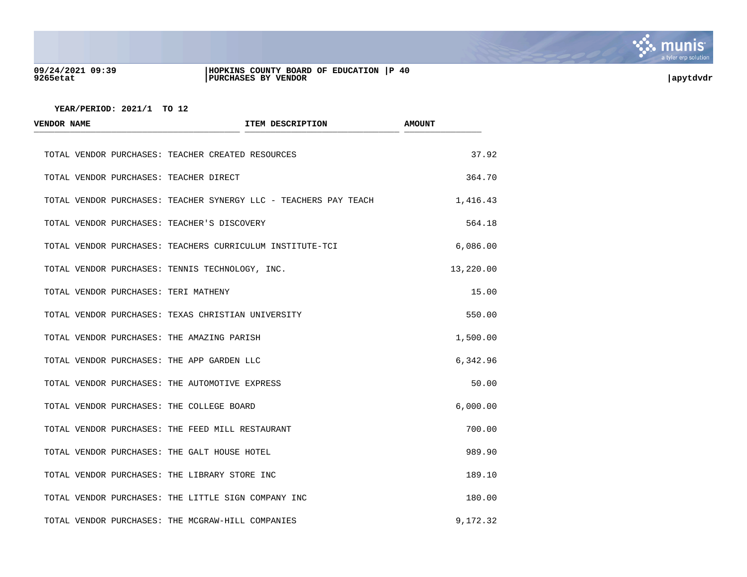YEAR/PERIOD: 2021/1 TO 12

| VENDOR NAME | ITEM DESCRIPTION | AMOUNT |
|---|---|---|
| TOTAL VENDOR PURCHASES: TEACHER CREATED RESOURCES | | 37.92 |
| TOTAL VENDOR PURCHASES: TEACHER DIRECT | | 364.70 |
| TOTAL VENDOR PURCHASES: TEACHER SYNERGY LLC - TEACHERS PAY TEACH | | 1,416.43 |
| TOTAL VENDOR PURCHASES: TEACHER'S DISCOVERY | | 564.18 |
| TOTAL VENDOR PURCHASES: TEACHERS CURRICULUM INSTITUTE-TCI | | 6,086.00 |
| TOTAL VENDOR PURCHASES: TENNIS TECHNOLOGY, INC. | | 13,220.00 |
| TOTAL VENDOR PURCHASES: TERI MATHENY | | 15.00 |
| TOTAL VENDOR PURCHASES: TEXAS CHRISTIAN UNIVERSITY | | 550.00 |
| TOTAL VENDOR PURCHASES: THE AMAZING PARISH | | 1,500.00 |
| TOTAL VENDOR PURCHASES: THE APP GARDEN LLC | | 6,342.96 |
| TOTAL VENDOR PURCHASES: THE AUTOMOTIVE EXPRESS | | 50.00 |
| TOTAL VENDOR PURCHASES: THE COLLEGE BOARD | | 6,000.00 |
| TOTAL VENDOR PURCHASES: THE FEED MILL RESTAURANT | | 700.00 |
| TOTAL VENDOR PURCHASES: THE GALT HOUSE HOTEL | | 989.90 |
| TOTAL VENDOR PURCHASES: THE LIBRARY STORE INC | | 189.10 |
| TOTAL VENDOR PURCHASES: THE LITTLE SIGN COMPANY INC | | 180.00 |
| TOTAL VENDOR PURCHASES: THE MCGRAW-HILL COMPANIES | | 9,172.32 |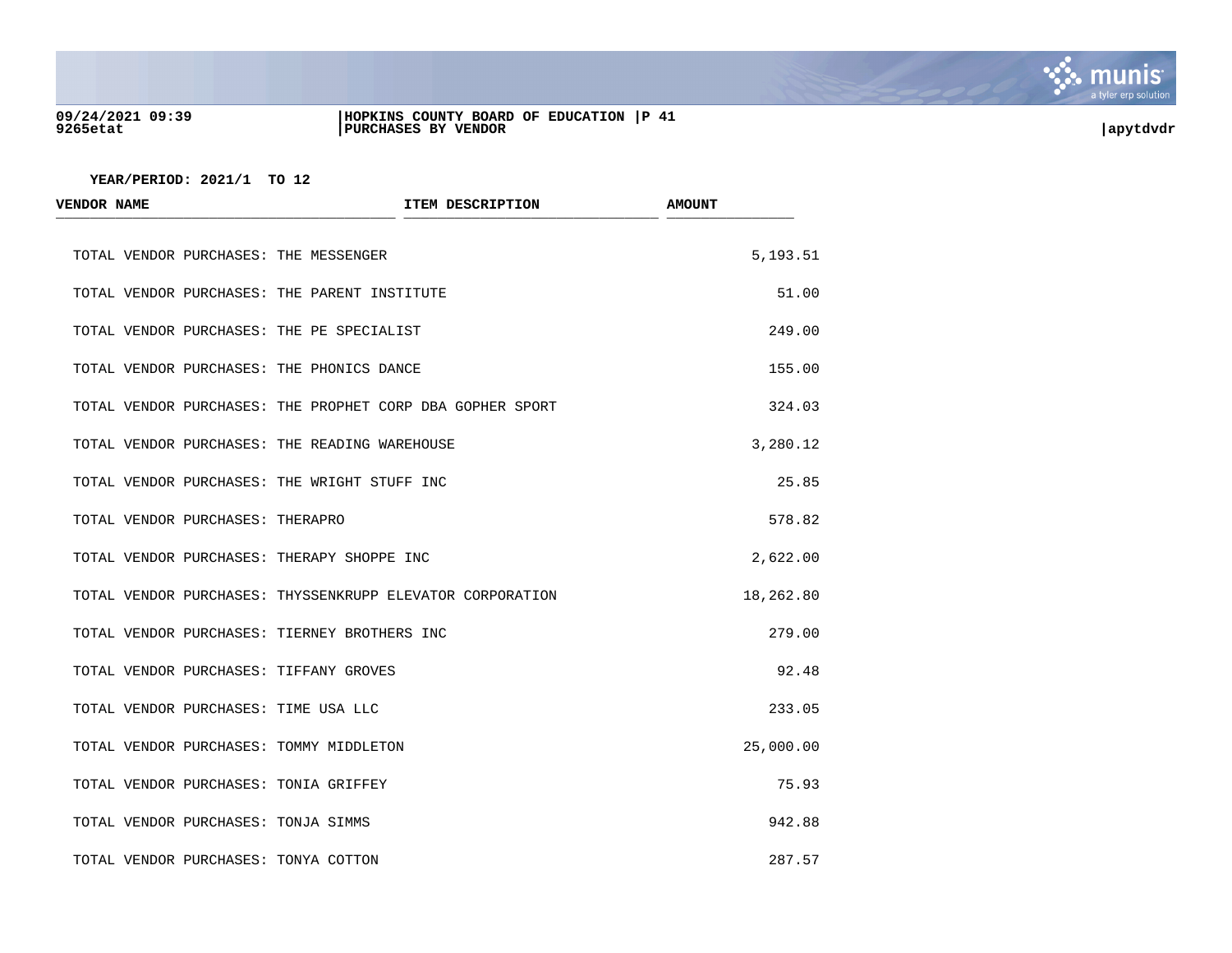YEAR/PERIOD: 2021/1 TO 12

| VENDOR NAME | ITEM DESCRIPTION | AMOUNT |
|---|---|---|
| TOTAL VENDOR PURCHASES: THE MESSENGER | | 5,193.51 |
| TOTAL VENDOR PURCHASES: THE PARENT INSTITUTE | | 51.00 |
| TOTAL VENDOR PURCHASES: THE PE SPECIALIST | | 249.00 |
| TOTAL VENDOR PURCHASES: THE PHONICS DANCE | | 155.00 |
| TOTAL VENDOR PURCHASES: THE PROPHET CORP DBA GOPHER SPORT | | 324.03 |
| TOTAL VENDOR PURCHASES: THE READING WAREHOUSE | | 3,280.12 |
| TOTAL VENDOR PURCHASES: THE WRIGHT STUFF INC | | 25.85 |
| TOTAL VENDOR PURCHASES: THERAPRO | | 578.82 |
| TOTAL VENDOR PURCHASES: THERAPY SHOPPE INC | | 2,622.00 |
| TOTAL VENDOR PURCHASES: THYSSENKRUPP ELEVATOR CORPORATION | | 18,262.80 |
| TOTAL VENDOR PURCHASES: TIERNEY BROTHERS INC | | 279.00 |
| TOTAL VENDOR PURCHASES: TIFFANY GROVES | | 92.48 |
| TOTAL VENDOR PURCHASES: TIME USA LLC | | 233.05 |
| TOTAL VENDOR PURCHASES: TOMMY MIDDLETON | | 25,000.00 |
| TOTAL VENDOR PURCHASES: TONIA GRIFFEY | | 75.93 |
| TOTAL VENDOR PURCHASES: TONJA SIMMS | | 942.88 |
| TOTAL VENDOR PURCHASES: TONYA COTTON | | 287.57 |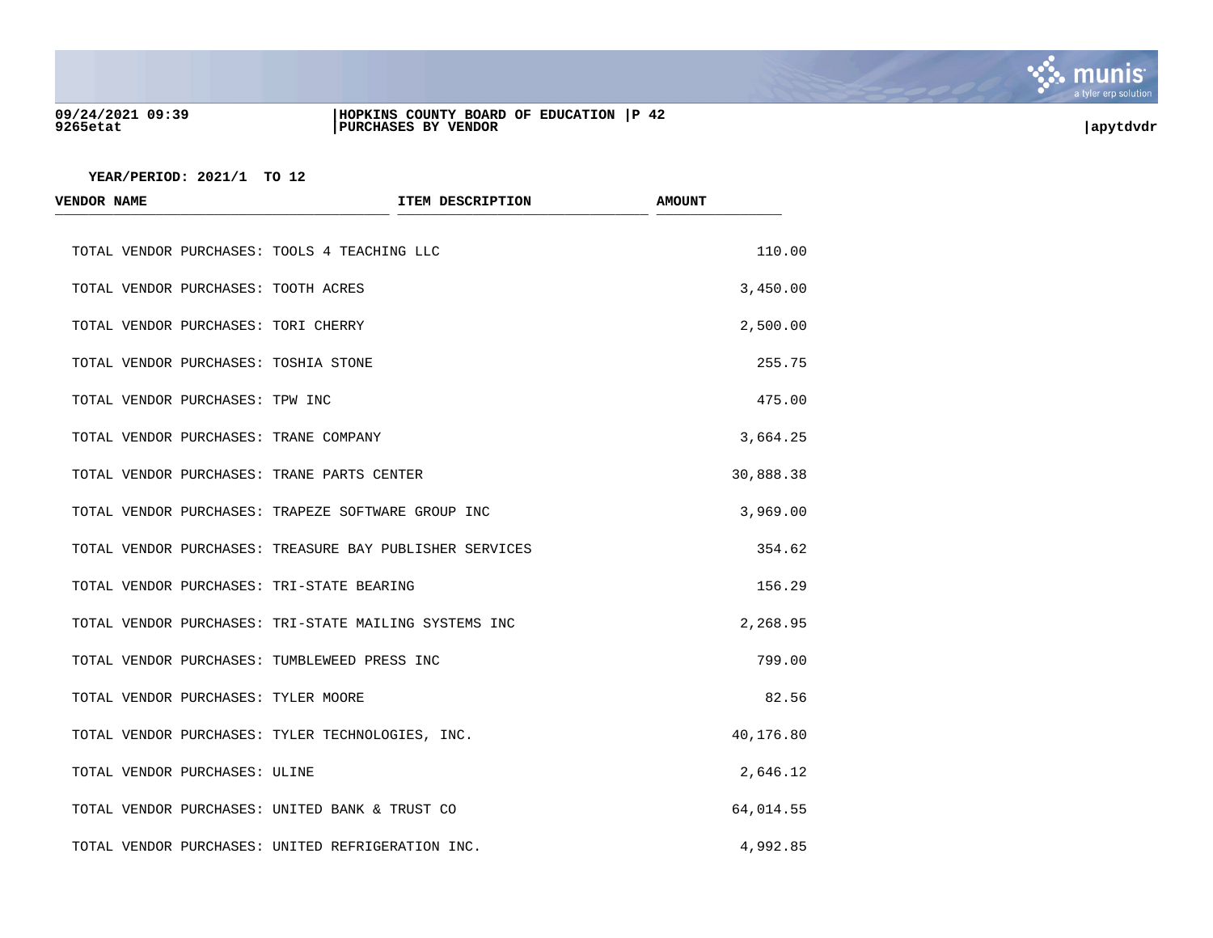YEAR/PERIOD: 2021/1 TO 12

| VENDOR NAME | ITEM DESCRIPTION | AMOUNT |
|---|---|---|
| TOTAL VENDOR PURCHASES: TOOLS 4 TEACHING LLC | | 110.00 |
| TOTAL VENDOR PURCHASES: TOOTH ACRES | | 3,450.00 |
| TOTAL VENDOR PURCHASES: TORI CHERRY | | 2,500.00 |
| TOTAL VENDOR PURCHASES: TOSHIA STONE | | 255.75 |
| TOTAL VENDOR PURCHASES: TPW INC | | 475.00 |
| TOTAL VENDOR PURCHASES: TRANE COMPANY | | 3,664.25 |
| TOTAL VENDOR PURCHASES: TRANE PARTS CENTER | | 30,888.38 |
| TOTAL VENDOR PURCHASES: TRAPEZE SOFTWARE GROUP INC | | 3,969.00 |
| TOTAL VENDOR PURCHASES: TREASURE BAY PUBLISHER SERVICES | | 354.62 |
| TOTAL VENDOR PURCHASES: TRI-STATE BEARING | | 156.29 |
| TOTAL VENDOR PURCHASES: TRI-STATE MAILING SYSTEMS INC | | 2,268.95 |
| TOTAL VENDOR PURCHASES: TUMBLEWEED PRESS INC | | 799.00 |
| TOTAL VENDOR PURCHASES: TYLER MOORE | | 82.56 |
| TOTAL VENDOR PURCHASES: TYLER TECHNOLOGIES, INC. | | 40,176.80 |
| TOTAL VENDOR PURCHASES: ULINE | | 2,646.12 |
| TOTAL VENDOR PURCHASES: UNITED BANK & TRUST CO | | 64,014.55 |
| TOTAL VENDOR PURCHASES: UNITED REFRIGERATION INC. | | 4,992.85 |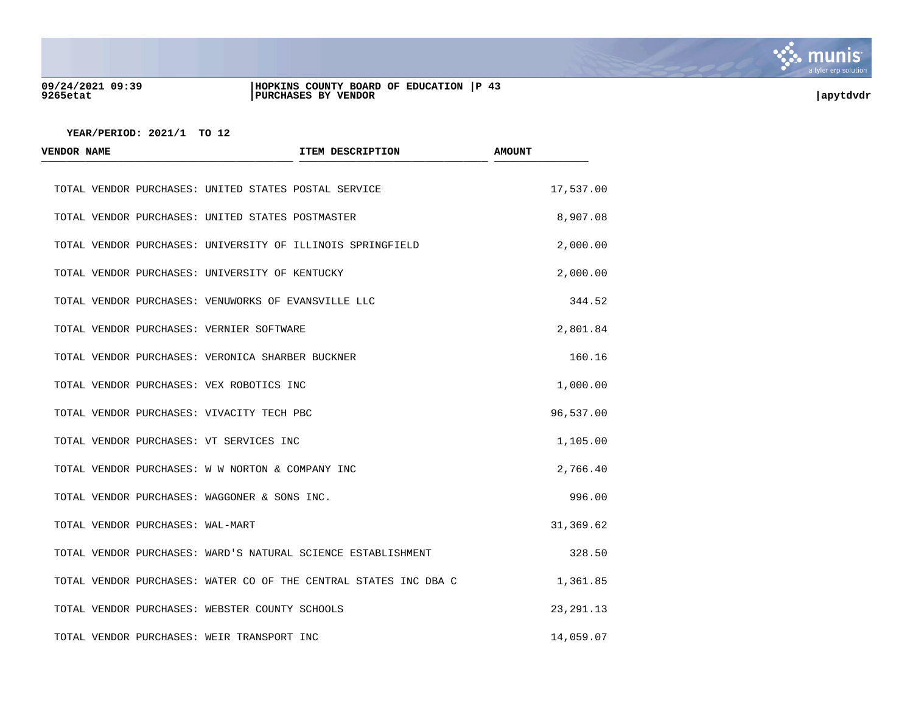YEAR/PERIOD: 2021/1 TO 12

| VENDOR NAME | ITEM DESCRIPTION | AMOUNT |
|---|---|---|
| TOTAL VENDOR PURCHASES: UNITED STATES POSTAL SERVICE | | 17,537.00 |
| TOTAL VENDOR PURCHASES: UNITED STATES POSTMASTER | | 8,907.08 |
| TOTAL VENDOR PURCHASES: UNIVERSITY OF ILLINOIS SPRINGFIELD | | 2,000.00 |
| TOTAL VENDOR PURCHASES: UNIVERSITY OF KENTUCKY | | 2,000.00 |
| TOTAL VENDOR PURCHASES: VENUWORKS OF EVANSVILLE LLC | | 344.52 |
| TOTAL VENDOR PURCHASES: VERNIER SOFTWARE | | 2,801.84 |
| TOTAL VENDOR PURCHASES: VERONICA SHARBER BUCKNER | | 160.16 |
| TOTAL VENDOR PURCHASES: VEX ROBOTICS INC | | 1,000.00 |
| TOTAL VENDOR PURCHASES: VIVACITY TECH PBC | | 96,537.00 |
| TOTAL VENDOR PURCHASES: VT SERVICES INC | | 1,105.00 |
| TOTAL VENDOR PURCHASES: W W NORTON & COMPANY INC | | 2,766.40 |
| TOTAL VENDOR PURCHASES: WAGGONER & SONS INC. | | 996.00 |
| TOTAL VENDOR PURCHASES: WAL-MART | | 31,369.62 |
| TOTAL VENDOR PURCHASES: WARD'S NATURAL SCIENCE ESTABLISHMENT | | 328.50 |
| TOTAL VENDOR PURCHASES: WATER CO OF THE CENTRAL STATES INC DBA C | | 1,361.85 |
| TOTAL VENDOR PURCHASES: WEBSTER COUNTY SCHOOLS | | 23,291.13 |
| TOTAL VENDOR PURCHASES: WEIR TRANSPORT INC | | 14,059.07 |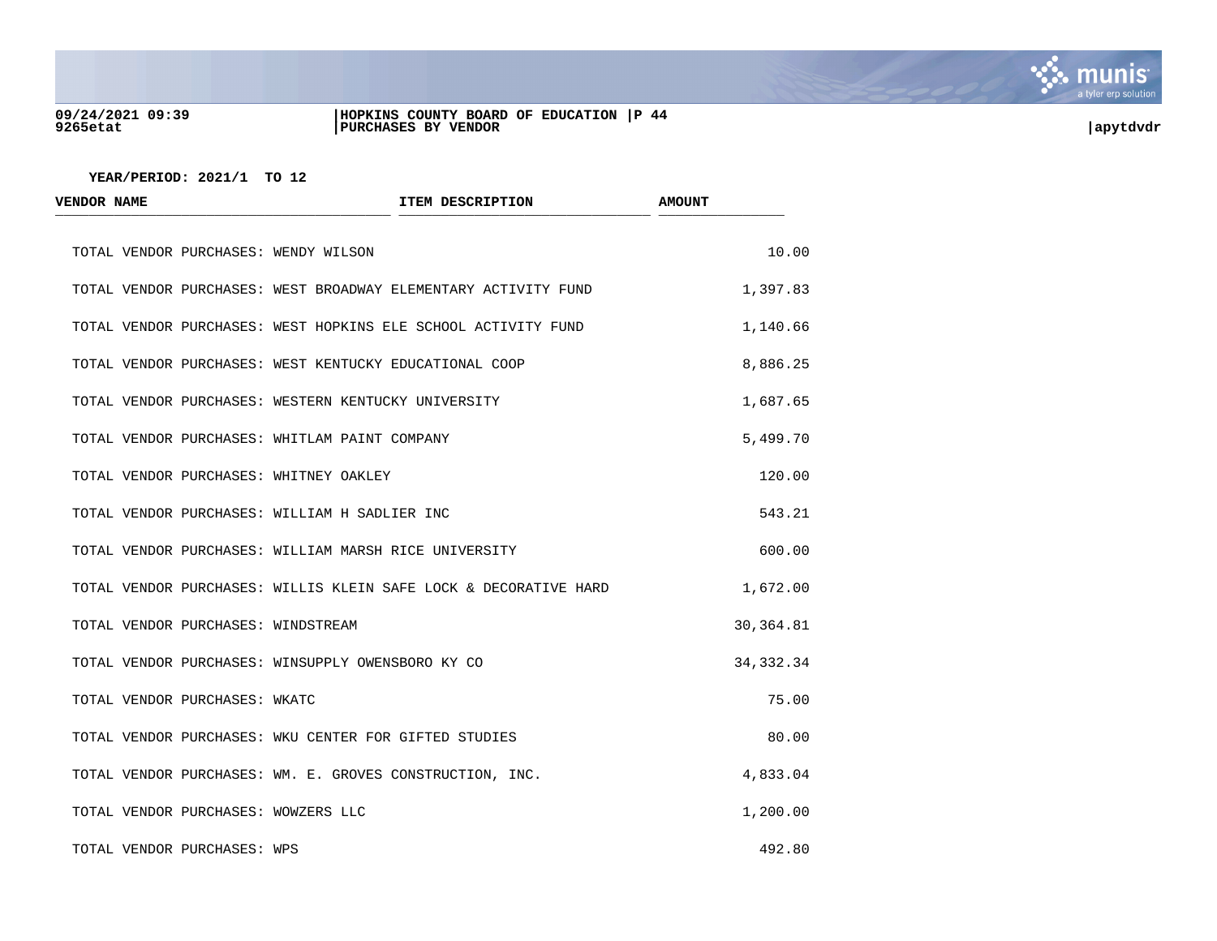YEAR/PERIOD: 2021/1 TO 12

| VENDOR NAME | ITEM DESCRIPTION | AMOUNT |
|---|---|---|
| TOTAL VENDOR PURCHASES: WENDY WILSON | | 10.00 |
| TOTAL VENDOR PURCHASES: WEST BROADWAY ELEMENTARY ACTIVITY FUND | | 1,397.83 |
| TOTAL VENDOR PURCHASES: WEST HOPKINS ELE SCHOOL ACTIVITY FUND | | 1,140.66 |
| TOTAL VENDOR PURCHASES: WEST KENTUCKY EDUCATIONAL COOP | | 8,886.25 |
| TOTAL VENDOR PURCHASES: WESTERN KENTUCKY UNIVERSITY | | 1,687.65 |
| TOTAL VENDOR PURCHASES: WHITLAM PAINT COMPANY | | 5,499.70 |
| TOTAL VENDOR PURCHASES: WHITNEY OAKLEY | | 120.00 |
| TOTAL VENDOR PURCHASES: WILLIAM H SADLIER INC | | 543.21 |
| TOTAL VENDOR PURCHASES: WILLIAM MARSH RICE UNIVERSITY | | 600.00 |
| TOTAL VENDOR PURCHASES: WILLIS KLEIN SAFE LOCK & DECORATIVE HARD | | 1,672.00 |
| TOTAL VENDOR PURCHASES: WINDSTREAM | | 30,364.81 |
| TOTAL VENDOR PURCHASES: WINSUPPLY OWENSBORO KY CO | | 34,332.34 |
| TOTAL VENDOR PURCHASES: WKATC | | 75.00 |
| TOTAL VENDOR PURCHASES: WKU CENTER FOR GIFTED STUDIES | | 80.00 |
| TOTAL VENDOR PURCHASES: WM. E. GROVES CONSTRUCTION, INC. | | 4,833.04 |
| TOTAL VENDOR PURCHASES: WOWZERS LLC | | 1,200.00 |
| TOTAL VENDOR PURCHASES: WPS | | 492.80 |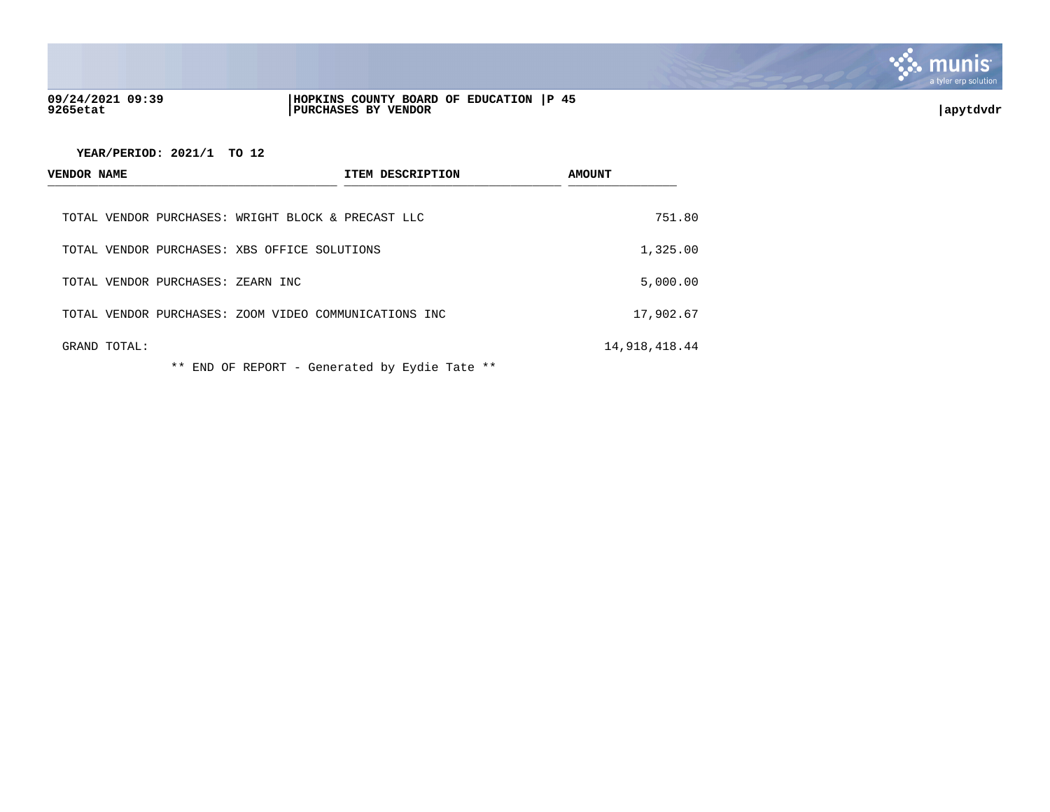YEAR/PERIOD: 2021/1 TO 12

| VENDOR NAME | ITEM DESCRIPTION | AMOUNT |
|---|---|---|
| TOTAL VENDOR PURCHASES: WRIGHT BLOCK & PRECAST LLC | | 751.80 |
| TOTAL VENDOR PURCHASES: XBS OFFICE SOLUTIONS | | 1,325.00 |
| TOTAL VENDOR PURCHASES: ZEARN INC | | 5,000.00 |
| TOTAL VENDOR PURCHASES: ZOOM VIDEO COMMUNICATIONS INC | | 17,902.67 |
| GRAND TOTAL: | | 14,918,418.44 |

** END OF REPORT - Generated by Eydie Tate **